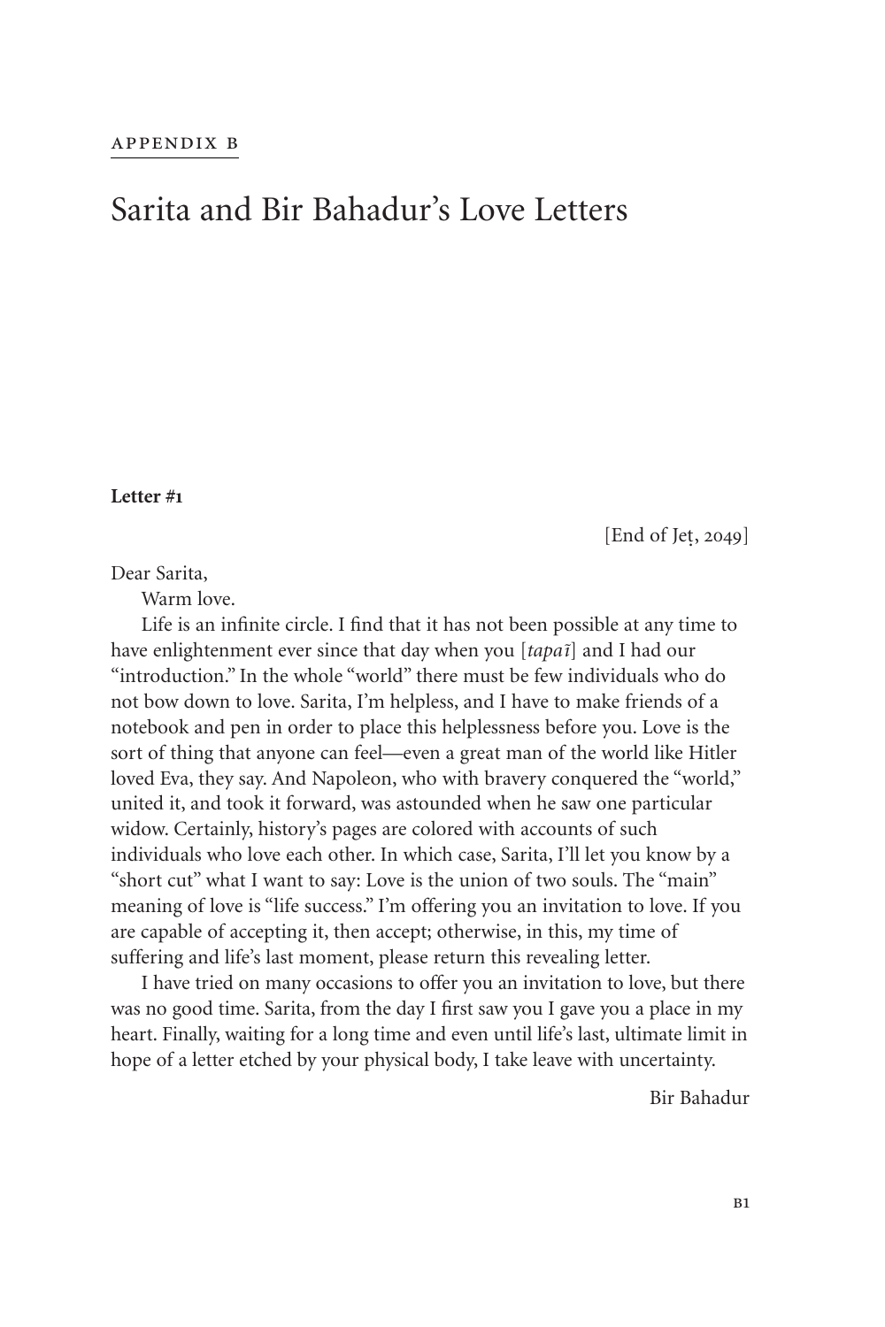APPENDIX B

# Sarita and Bir Bahadur's Love Letters

**Letter #1**

[End of Jeṭ, 2049]

Dear Sarita,

Warm love.

Life is an infinite circle. I find that it has not been possible at any time to have enlightenment ever since that day when you [*tapaī*] and I had our "introduction." In the whole "world" there must be few individuals who do not bow down to love. Sarita, I'm helpless, and I have to make friends of a notebook and pen in order to place this helplessness before you. Love is the sort of thing that anyone can feel—even a great man of the world like Hitler loved Eva, they say. And Napoleon, who with bravery conquered the "world," united it, and took it forward, was astounded when he saw one particular widow. Certainly, history's pages are colored with accounts of such individuals who love each other. In which case, Sarita, I'll let you know by a "short cut" what I want to say: Love is the union of two souls. The "main" meaning of love is "life success." I'm offering you an invitation to love. If you are capable of accepting it, then accept; otherwise, in this, my time of suffering and life's last moment, please return this revealing letter.

I have tried on many occasions to offer you an invitation to love, but there was no good time. Sarita, from the day I first saw you I gave you a place in my heart. Finally, waiting for a long time and even until life's last, ultimate limit in hope of a letter etched by your physical body, I take leave with uncertainty.

Bir Bahadur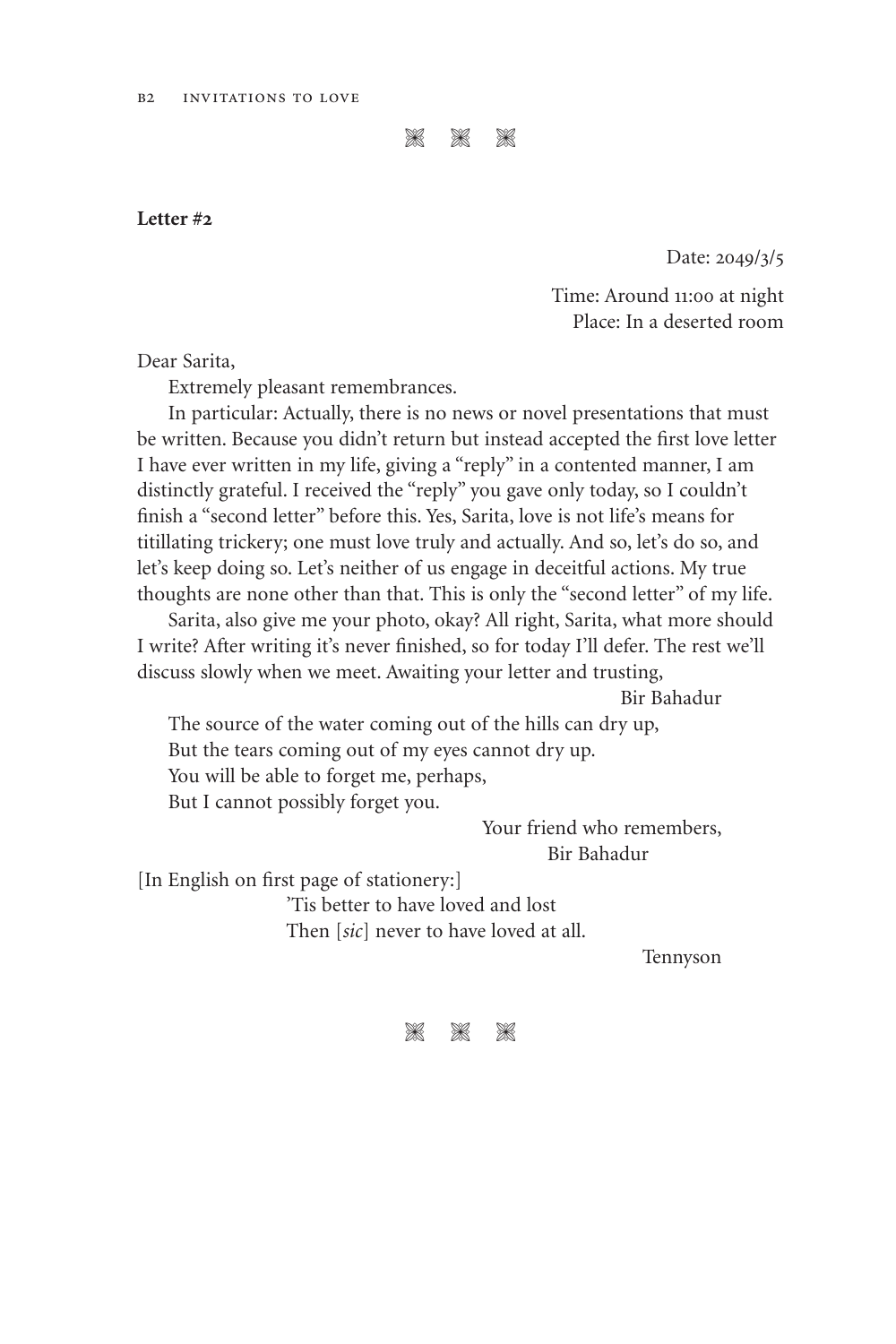❋ ❋ ❋

**Letter #2**

Date: 2049/3/5

Time: Around 11:00 at night
Place: In a deserted room

Dear Sarita,

Extremely pleasant remembrances.

In particular: Actually, there is no news or novel presentations that must be written. Because you didn't return but instead accepted the first love letter I have ever written in my life, giving a "reply" in a contented manner, I am distinctly grateful. I received the "reply" you gave only today, so I couldn't finish a "second letter" before this. Yes, Sarita, love is not life's means for titillating trickery; one must love truly and actually. And so, let's do so, and let's keep doing so. Let's neither of us engage in deceitful actions. My true thoughts are none other than that. This is only the "second letter" of my life.

Sarita, also give me your photo, okay? All right, Sarita, what more should I write? After writing it's never finished, so for today I'll defer. The rest we'll discuss slowly when we meet. Awaiting your letter and trusting,

Bir Bahadur

The source of the water coming out of the hills can dry up,
But the tears coming out of my eyes cannot dry up.
You will be able to forget me, perhaps,
But I cannot possibly forget you.

Your friend who remembers,
Bir Bahadur

[In English on first page of stationery:]

'Tis better to have loved and lost
Then [*sic*] never to have loved at all.

Tennyson

❋ ❋ ❋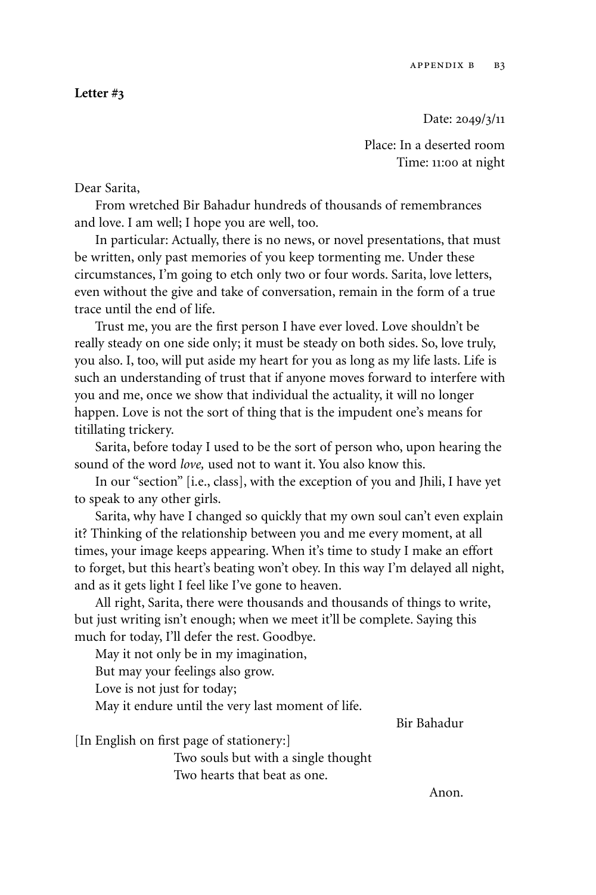**Letter #3**

Date: 2049/3/11

Place: In a deserted room
Time: 11:00 at night

Dear Sarita,

From wretched Bir Bahadur hundreds of thousands of remembrances and love. I am well; I hope you are well, too.

In particular: Actually, there is no news, or novel presentations, that must be written, only past memories of you keep tormenting me. Under these circumstances, I'm going to etch only two or four words. Sarita, love letters, even without the give and take of conversation, remain in the form of a true trace until the end of life.

Trust me, you are the first person I have ever loved. Love shouldn't be really steady on one side only; it must be steady on both sides. So, love truly, you also. I, too, will put aside my heart for you as long as my life lasts. Life is such an understanding of trust that if anyone moves forward to interfere with you and me, once we show that individual the actuality, it will no longer happen. Love is not the sort of thing that is the impudent one's means for titillating trickery.

Sarita, before today I used to be the sort of person who, upon hearing the sound of the word *love,* used not to want it. You also know this.

In our "section" [i.e., class], with the exception of you and Jhili, I have yet to speak to any other girls.

Sarita, why have I changed so quickly that my own soul can't even explain it? Thinking of the relationship between you and me every moment, at all times, your image keeps appearing. When it's time to study I make an effort to forget, but this heart's beating won't obey. In this way I'm delayed all night, and as it gets light I feel like I've gone to heaven.

All right, Sarita, there were thousands and thousands of things to write, but just writing isn't enough; when we meet it'll be complete. Saying this much for today, I'll defer the rest. Goodbye.

May it not only be in my imagination,
But may your feelings also grow.
Love is not just for today;
May it endure until the very last moment of life.

Bir Bahadur

[In English on first page of stationery:]

Two souls but with a single thought
Two hearts that beat as one.

Anon.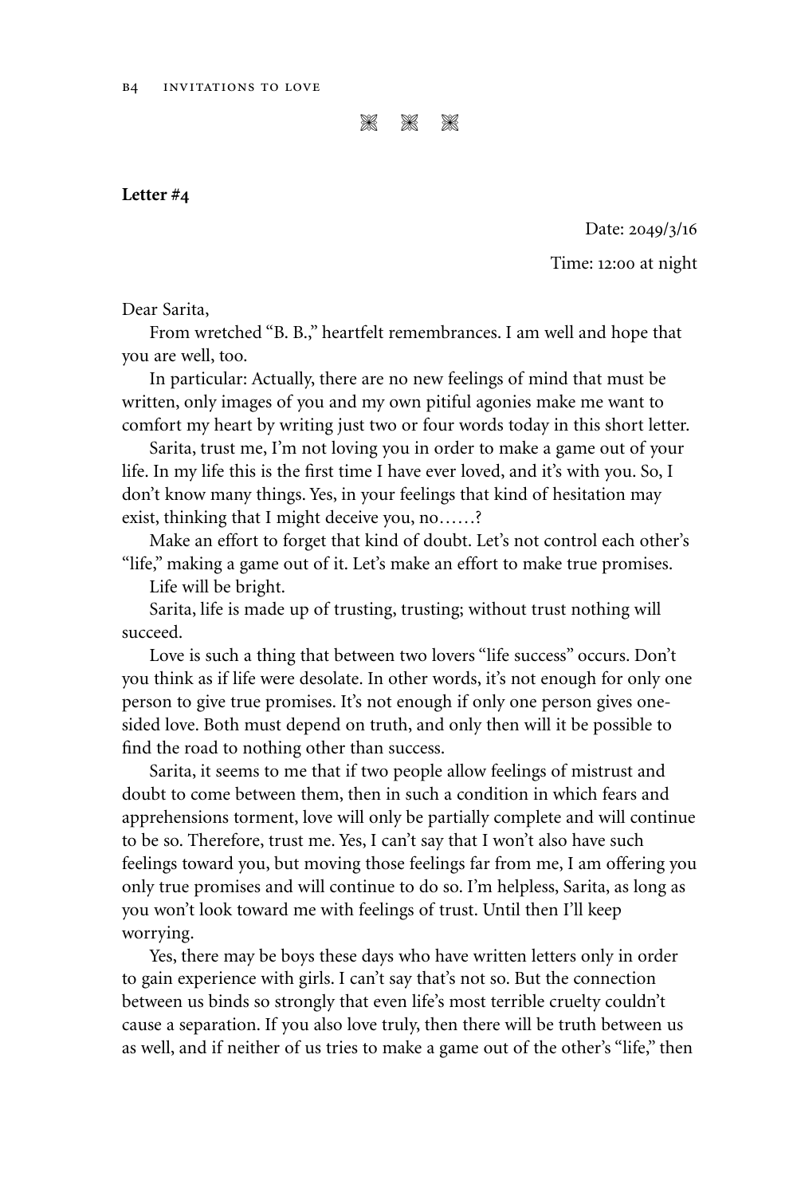⌘ ⌘ ⌘

**Letter #4**

Date: 2049/3/16

Time: 12:00 at night

Dear Sarita,

From wretched "B. B.," heartfelt remembrances. I am well and hope that you are well, too.

In particular: Actually, there are no new feelings of mind that must be written, only images of you and my own pitiful agonies make me want to comfort my heart by writing just two or four words today in this short letter.

Sarita, trust me, I'm not loving you in order to make a game out of your life. In my life this is the first time I have ever loved, and it's with you. So, I don't know many things. Yes, in your feelings that kind of hesitation may exist, thinking that I might deceive you, no……?

Make an effort to forget that kind of doubt. Let's not control each other's "life," making a game out of it. Let's make an effort to make true promises.

Life will be bright.

Sarita, life is made up of trusting, trusting; without trust nothing will succeed.

Love is such a thing that between two lovers "life success" occurs. Don't you think as if life were desolate. In other words, it's not enough for only one person to give true promises. It's not enough if only one person gives one-sided love. Both must depend on truth, and only then will it be possible to find the road to nothing other than success.

Sarita, it seems to me that if two people allow feelings of mistrust and doubt to come between them, then in such a condition in which fears and apprehensions torment, love will only be partially complete and will continue to be so. Therefore, trust me. Yes, I can't say that I won't also have such feelings toward you, but moving those feelings far from me, I am offering you only true promises and will continue to do so. I'm helpless, Sarita, as long as you won't look toward me with feelings of trust. Until then I'll keep worrying.

Yes, there may be boys these days who have written letters only in order to gain experience with girls. I can't say that's not so. But the connection between us binds so strongly that even life's most terrible cruelty couldn't cause a separation. If you also love truly, then there will be truth between us as well, and if neither of us tries to make a game out of the other's "life," then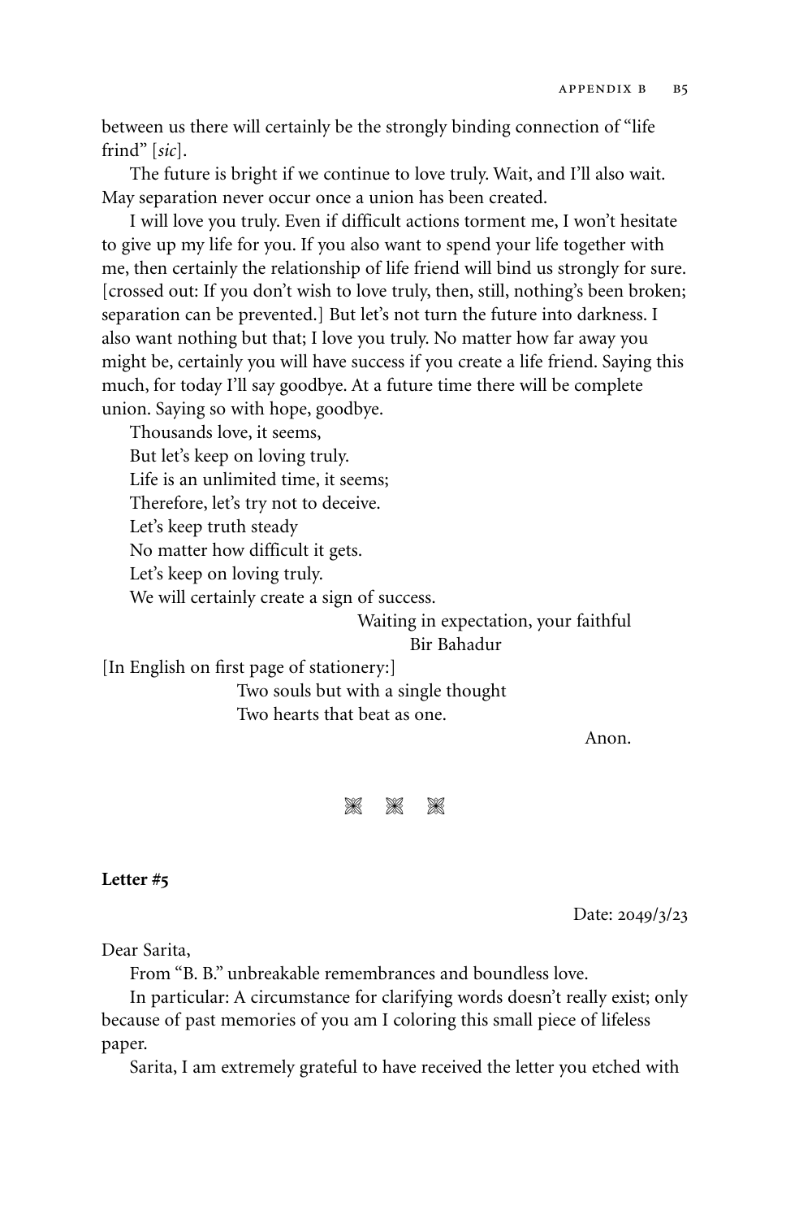between us there will certainly be the strongly binding connection of "life frind" [*sic*].

The future is bright if we continue to love truly. Wait, and I'll also wait. May separation never occur once a union has been created.

I will love you truly. Even if difficult actions torment me, I won't hesitate to give up my life for you. If you also want to spend your life together with me, then certainly the relationship of life friend will bind us strongly for sure. [crossed out: If you don't wish to love truly, then, still, nothing's been broken; separation can be prevented.] But let's not turn the future into darkness. I also want nothing but that; I love you truly. No matter how far away you might be, certainly you will have success if you create a life friend. Saying this much, for today I'll say goodbye. At a future time there will be complete union. Saying so with hope, goodbye.

Thousands love, it seems,
But let's keep on loving truly.
Life is an unlimited time, it seems;
Therefore, let's try not to deceive.
Let's keep truth steady
No matter how difficult it gets.
Let's keep on loving truly.
We will certainly create a sign of success.

Waiting in expectation, your faithful
Bir Bahadur

[In English on first page of stationery:]

Two souls but with a single thought
Two hearts that beat as one.

Anon.

⁂

**Letter #5**

Date: 2049/3/23

Dear Sarita,

From "B. B." unbreakable remembrances and boundless love.

In particular: A circumstance for clarifying words doesn't really exist; only because of past memories of you am I coloring this small piece of lifeless paper.

Sarita, I am extremely grateful to have received the letter you etched with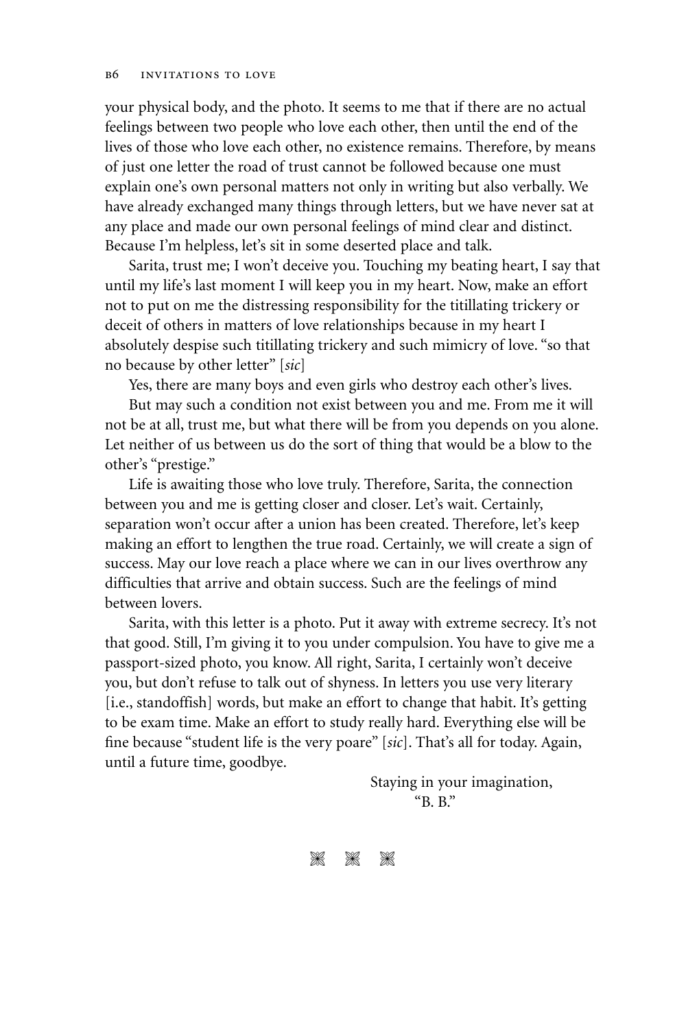your physical body, and the photo. It seems to me that if there are no actual feelings between two people who love each other, then until the end of the lives of those who love each other, no existence remains. Therefore, by means of just one letter the road of trust cannot be followed because one must explain one's own personal matters not only in writing but also verbally. We have already exchanged many things through letters, but we have never sat at any place and made our own personal feelings of mind clear and distinct. Because I'm helpless, let's sit in some deserted place and talk.

Sarita, trust me; I won't deceive you. Touching my beating heart, I say that until my life's last moment I will keep you in my heart. Now, make an effort not to put on me the distressing responsibility for the titillating trickery or deceit of others in matters of love relationships because in my heart I absolutely despise such titillating trickery and such mimicry of love. "so that no because by other letter" [*sic*]

Yes, there are many boys and even girls who destroy each other's lives.

But may such a condition not exist between you and me. From me it will not be at all, trust me, but what there will be from you depends on you alone. Let neither of us between us do the sort of thing that would be a blow to the other's "prestige."

Life is awaiting those who love truly. Therefore, Sarita, the connection between you and me is getting closer and closer. Let's wait. Certainly, separation won't occur after a union has been created. Therefore, let's keep making an effort to lengthen the true road. Certainly, we will create a sign of success. May our love reach a place where we can in our lives overthrow any difficulties that arrive and obtain success. Such are the feelings of mind between lovers.

Sarita, with this letter is a photo. Put it away with extreme secrecy. It's not that good. Still, I'm giving it to you under compulsion. You have to give me a passport-sized photo, you know. All right, Sarita, I certainly won't deceive you, but don't refuse to talk out of shyness. In letters you use very literary [i.e., standoffish] words, but make an effort to change that habit. It's getting to be exam time. Make an effort to study really hard. Everything else will be fine because "student life is the very poare" [*sic*]. That's all for today. Again, until a future time, goodbye.

Staying in your imagination,
"B. B."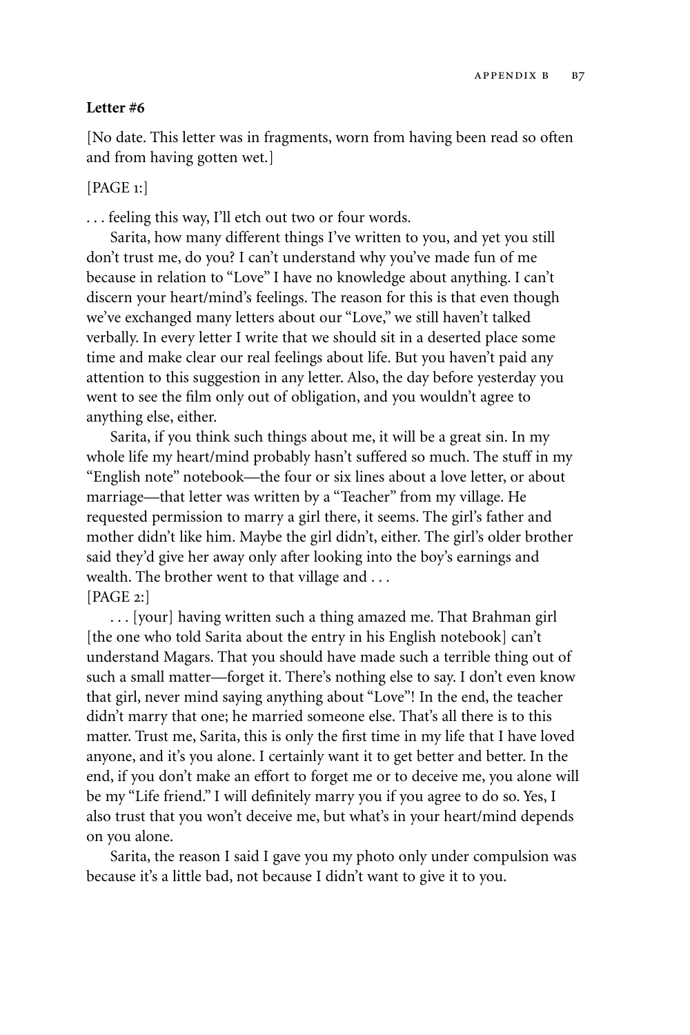**Letter #6**

[No date. This letter was in fragments, worn from having been read so often and from having gotten wet.]

[PAGE 1:]

. . . feeling this way, I'll etch out two or four words.

Sarita, how many different things I've written to you, and yet you still don't trust me, do you? I can't understand why you've made fun of me because in relation to "Love" I have no knowledge about anything. I can't discern your heart/mind's feelings. The reason for this is that even though we've exchanged many letters about our "Love," we still haven't talked verbally. In every letter I write that we should sit in a deserted place some time and make clear our real feelings about life. But you haven't paid any attention to this suggestion in any letter. Also, the day before yesterday you went to see the film only out of obligation, and you wouldn't agree to anything else, either.

Sarita, if you think such things about me, it will be a great sin. In my whole life my heart/mind probably hasn't suffered so much. The stuff in my "English note" notebook—the four or six lines about a love letter, or about marriage—that letter was written by a "Teacher" from my village. He requested permission to marry a girl there, it seems. The girl's father and mother didn't like him. Maybe the girl didn't, either. The girl's older brother said they'd give her away only after looking into the boy's earnings and wealth. The brother went to that village and . . .

[PAGE 2:]

. . . [your] having written such a thing amazed me. That Brahman girl [the one who told Sarita about the entry in his English notebook] can't understand Magars. That you should have made such a terrible thing out of such a small matter—forget it. There's nothing else to say. I don't even know that girl, never mind saying anything about "Love"! In the end, the teacher didn't marry that one; he married someone else. That's all there is to this matter. Trust me, Sarita, this is only the first time in my life that I have loved anyone, and it's you alone. I certainly want it to get better and better. In the end, if you don't make an effort to forget me or to deceive me, you alone will be my "Life friend." I will definitely marry you if you agree to do so. Yes, I also trust that you won't deceive me, but what's in your heart/mind depends on you alone.

Sarita, the reason I said I gave you my photo only under compulsion was because it's a little bad, not because I didn't want to give it to you.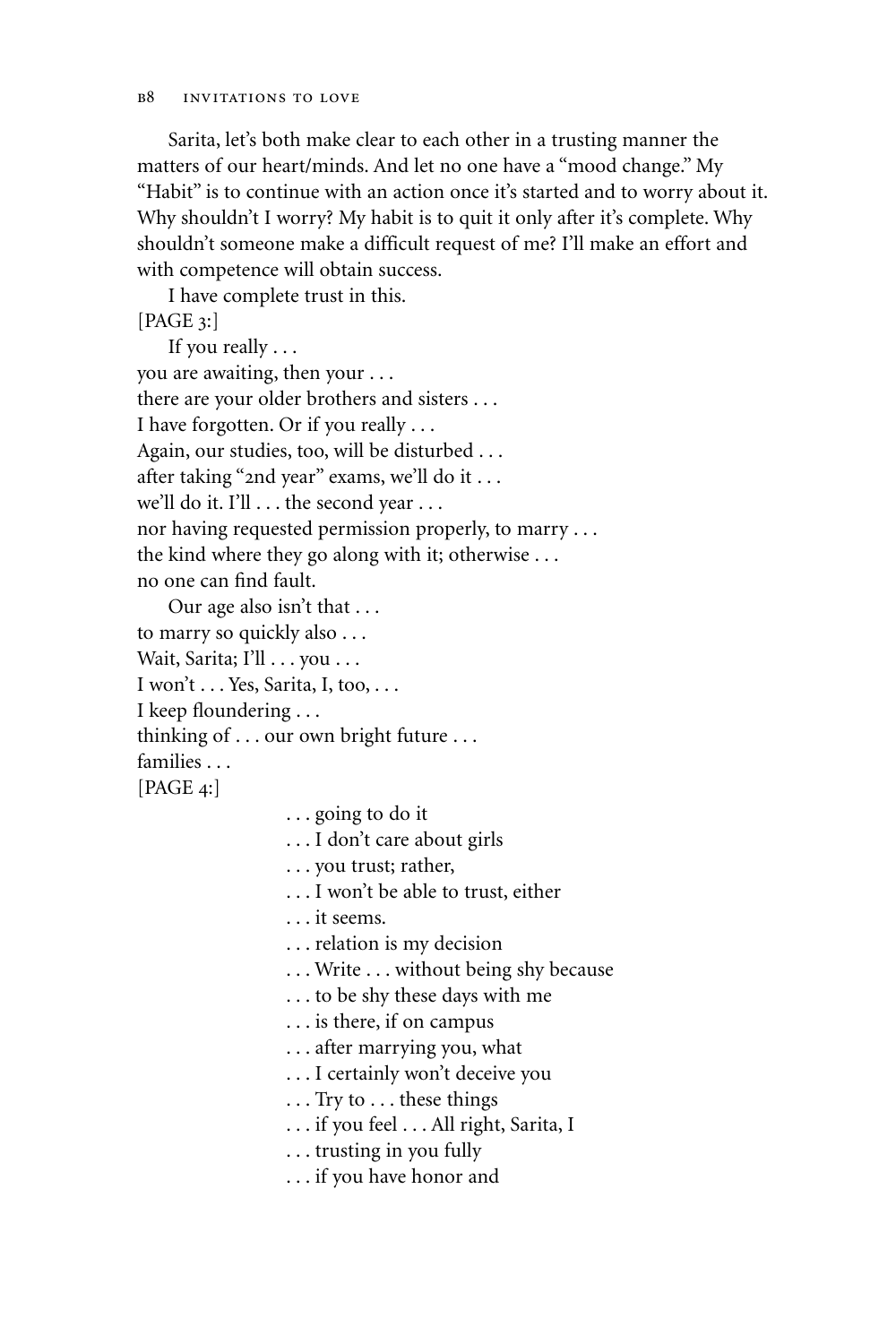Sarita, let's both make clear to each other in a trusting manner the matters of our heart/minds. And let no one have a "mood change." My "Habit" is to continue with an action once it's started and to worry about it. Why shouldn't I worry? My habit is to quit it only after it's complete. Why shouldn't someone make a difficult request of me? I'll make an effort and with competence will obtain success.

I have complete trust in this.

[PAGE 3:]

If you really . . .
you are awaiting, then your . . .
there are your older brothers and sisters . . .
I have forgotten. Or if you really . . .
Again, our studies, too, will be disturbed . . .
after taking "2nd year" exams, we'll do it . . .
we'll do it. I'll . . . the second year . . .
nor having requested permission properly, to marry . . .
the kind where they go along with it; otherwise . . .
no one can find fault.

Our age also isn't that . . .
to marry so quickly also . . .
Wait, Sarita; I'll . . . you . . .
I won't . . . Yes, Sarita, I, too, . . .
I keep floundering . . .
thinking of . . . our own bright future . . .
families . . .

[PAGE 4:]

. . . going to do it
. . . I don't care about girls
. . . you trust; rather,
. . . I won't be able to trust, either
. . . it seems.
. . . relation is my decision
. . . Write . . . without being shy because
. . . to be shy these days with me
. . . is there, if on campus
. . . after marrying you, what
. . . I certainly won't deceive you
. . . Try to . . . these things
. . . if you feel . . . All right, Sarita, I
. . . trusting in you fully
. . . if you have honor and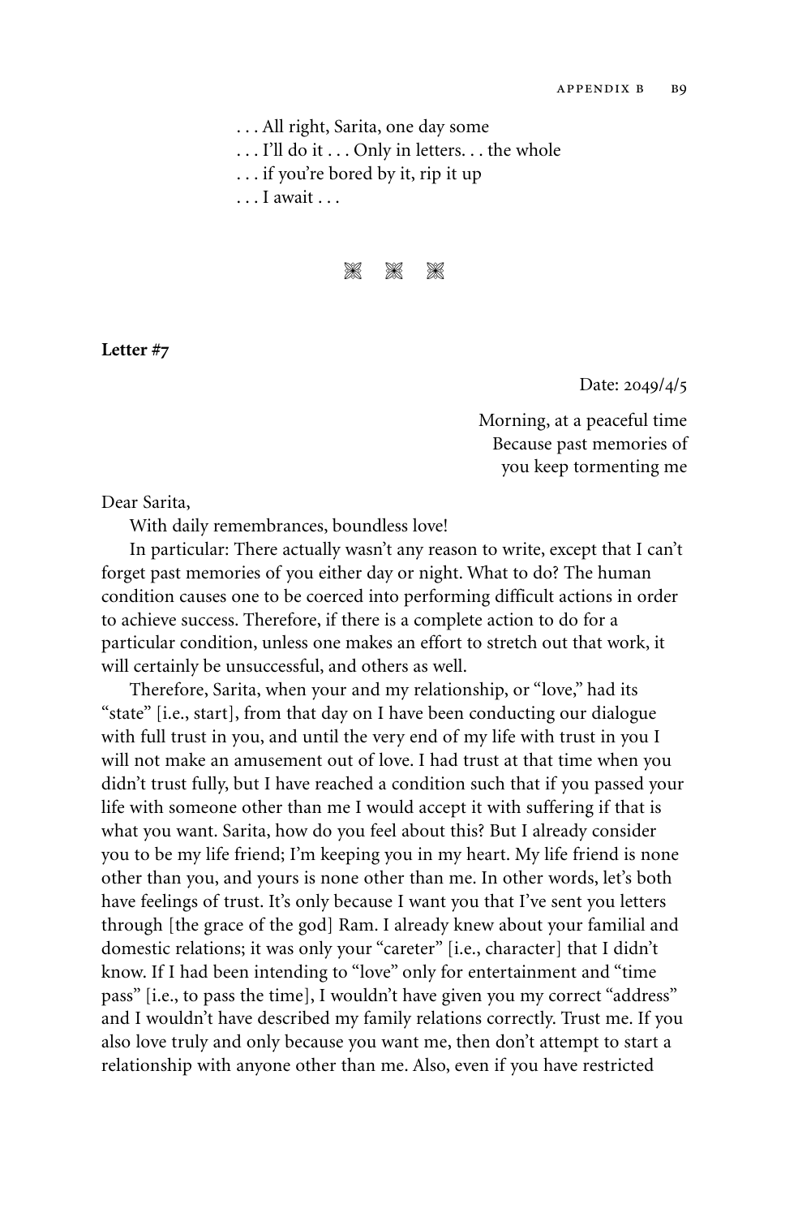. . . All right, Sarita, one day some
. . . I'll do it . . . Only in letters. . . the whole
. . . if you're bored by it, rip it up
. . . I await . . .

❋ ❋ ❋

**Letter #7**

Date: 2049/4/5

Morning, at a peaceful time
Because past memories of
you keep tormenting me

Dear Sarita,

With daily remembrances, boundless love!

In particular: There actually wasn't any reason to write, except that I can't forget past memories of you either day or night. What to do? The human condition causes one to be coerced into performing difficult actions in order to achieve success. Therefore, if there is a complete action to do for a particular condition, unless one makes an effort to stretch out that work, it will certainly be unsuccessful, and others as well.

Therefore, Sarita, when your and my relationship, or "love," had its "state" [i.e., start], from that day on I have been conducting our dialogue with full trust in you, and until the very end of my life with trust in you I will not make an amusement out of love. I had trust at that time when you didn't trust fully, but I have reached a condition such that if you passed your life with someone other than me I would accept it with suffering if that is what you want. Sarita, how do you feel about this? But I already consider you to be my life friend; I'm keeping you in my heart. My life friend is none other than you, and yours is none other than me. In other words, let's both have feelings of trust. It's only because I want you that I've sent you letters through [the grace of the god] Ram. I already knew about your familial and domestic relations; it was only your "careter" [i.e., character] that I didn't know. If I had been intending to "love" only for entertainment and "time pass" [i.e., to pass the time], I wouldn't have given you my correct "address" and I wouldn't have described my family relations correctly. Trust me. If you also love truly and only because you want me, then don't attempt to start a relationship with anyone other than me. Also, even if you have restricted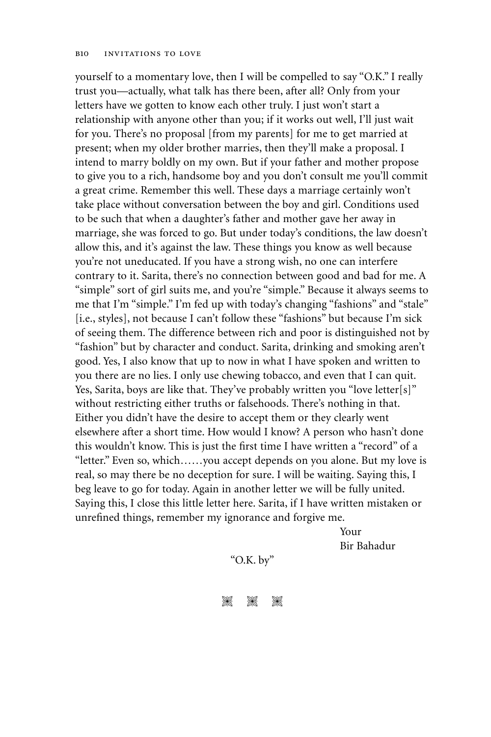yourself to a momentary love, then I will be compelled to say "O.K." I really trust you—actually, what talk has there been, after all? Only from your letters have we gotten to know each other truly. I just won't start a relationship with anyone other than you; if it works out well, I'll just wait for you. There's no proposal [from my parents] for me to get married at present; when my older brother marries, then they'll make a proposal. I intend to marry boldly on my own. But if your father and mother propose to give you to a rich, handsome boy and you don't consult me you'll commit a great crime. Remember this well. These days a marriage certainly won't take place without conversation between the boy and girl. Conditions used to be such that when a daughter's father and mother gave her away in marriage, she was forced to go. But under today's conditions, the law doesn't allow this, and it's against the law. These things you know as well because you're not uneducated. If you have a strong wish, no one can interfere contrary to it. Sarita, there's no connection between good and bad for me. A "simple" sort of girl suits me, and you're "simple." Because it always seems to me that I'm "simple." I'm fed up with today's changing "fashions" and "stale" [i.e., styles], not because I can't follow these "fashions" but because I'm sick of seeing them. The difference between rich and poor is distinguished not by "fashion" but by character and conduct. Sarita, drinking and smoking aren't good. Yes, I also know that up to now in what I have spoken and written to you there are no lies. I only use chewing tobacco, and even that I can quit. Yes, Sarita, boys are like that. They've probably written you "love letter[s]" without restricting either truths or falsehoods. There's nothing in that. Either you didn't have the desire to accept them or they clearly went elsewhere after a short time. How would I know? A person who hasn't done this wouldn't know. This is just the first time I have written a "record" of a "letter." Even so, which……you accept depends on you alone. But my love is real, so may there be no deception for sure. I will be waiting. Saying this, I beg leave to go for today. Again in another letter we will be fully united. Saying this, I close this little letter here. Sarita, if I have written mistaken or unrefined things, remember my ignorance and forgive me.

Your
Bir Bahadur

"O.K. by"

* * *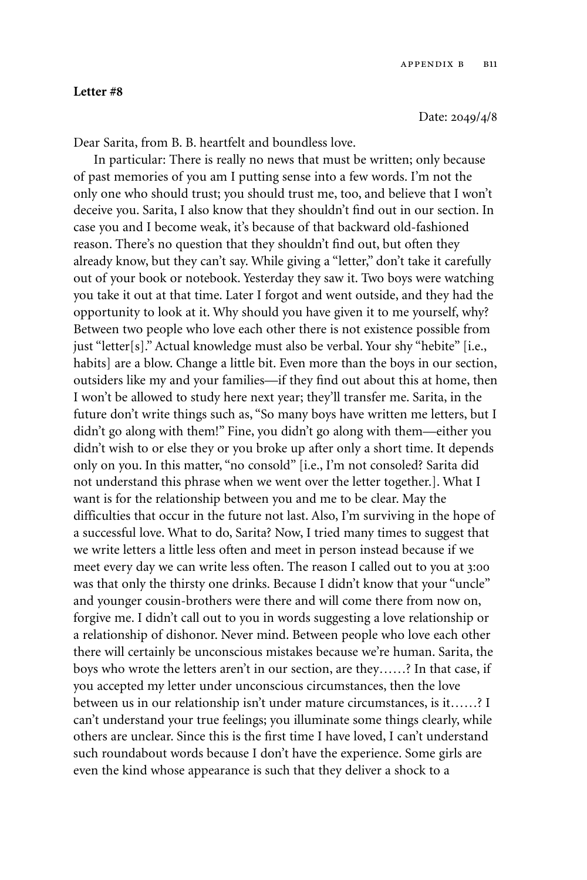**Letter #8**

Date: 2049/4/8

Dear Sarita, from B. B. heartfelt and boundless love.

In particular: There is really no news that must be written; only because of past memories of you am I putting sense into a few words. I'm not the only one who should trust; you should trust me, too, and believe that I won't deceive you. Sarita, I also know that they shouldn't find out in our section. In case you and I become weak, it's because of that backward old-fashioned reason. There's no question that they shouldn't find out, but often they already know, but they can't say. While giving a "letter," don't take it carefully out of your book or notebook. Yesterday they saw it. Two boys were watching you take it out at that time. Later I forgot and went outside, and they had the opportunity to look at it. Why should you have given it to me yourself, why? Between two people who love each other there is not existence possible from just "letter[s]." Actual knowledge must also be verbal. Your shy "hebite" [i.e., habits] are a blow. Change a little bit. Even more than the boys in our section, outsiders like my and your families—if they find out about this at home, then I won't be allowed to study here next year; they'll transfer me. Sarita, in the future don't write things such as, "So many boys have written me letters, but I didn't go along with them!" Fine, you didn't go along with them—either you didn't wish to or else they or you broke up after only a short time. It depends only on you. In this matter, "no consold" [i.e., I'm not consoled? Sarita did not understand this phrase when we went over the letter together.]. What I want is for the relationship between you and me to be clear. May the difficulties that occur in the future not last. Also, I'm surviving in the hope of a successful love. What to do, Sarita? Now, I tried many times to suggest that we write letters a little less often and meet in person instead because if we meet every day we can write less often. The reason I called out to you at 3:00 was that only the thirsty one drinks. Because I didn't know that your "uncle" and younger cousin-brothers were there and will come there from now on, forgive me. I didn't call out to you in words suggesting a love relationship or a relationship of dishonor. Never mind. Between people who love each other there will certainly be unconscious mistakes because we're human. Sarita, the boys who wrote the letters aren't in our section, are they……? In that case, if you accepted my letter under unconscious circumstances, then the love between us in our relationship isn't under mature circumstances, is it……? I can't understand your true feelings; you illuminate some things clearly, while others are unclear. Since this is the first time I have loved, I can't understand such roundabout words because I don't have the experience. Some girls are even the kind whose appearance is such that they deliver a shock to a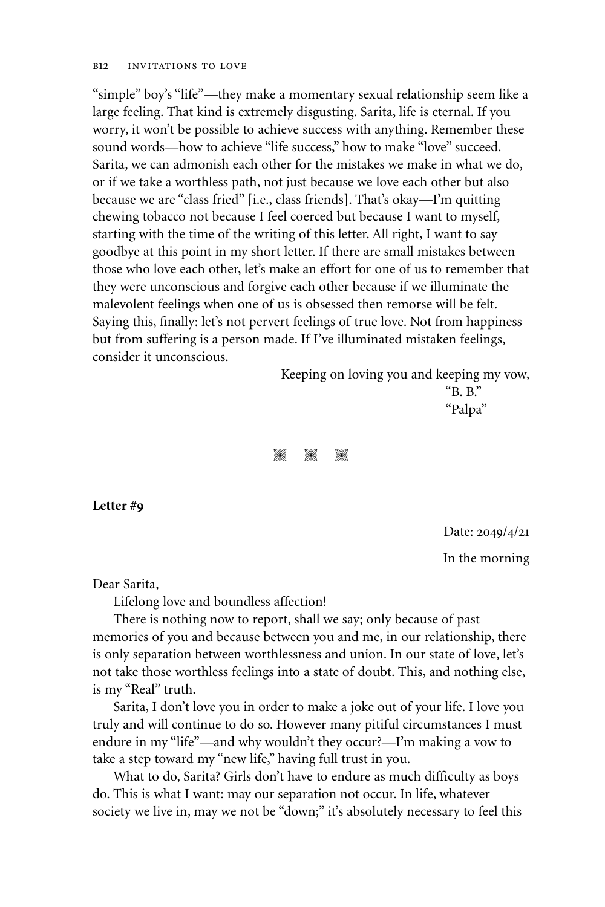"simple" boy's "life"—they make a momentary sexual relationship seem like a large feeling. That kind is extremely disgusting. Sarita, life is eternal. If you worry, it won't be possible to achieve success with anything. Remember these sound words—how to achieve "life success," how to make "love" succeed. Sarita, we can admonish each other for the mistakes we make in what we do, or if we take a worthless path, not just because we love each other but also because we are "class fried" [i.e., class friends]. That's okay—I'm quitting chewing tobacco not because I feel coerced but because I want to myself, starting with the time of the writing of this letter. All right, I want to say goodbye at this point in my short letter. If there are small mistakes between those who love each other, let's make an effort for one of us to remember that they were unconscious and forgive each other because if we illuminate the malevolent feelings when one of us is obsessed then remorse will be felt. Saying this, finally: let's not pervert feelings of true love. Not from happiness but from suffering is a person made. If I've illuminated mistaken feelings, consider it unconscious.

Keeping on loving you and keeping my vow,
"B. B."
"Palpa"

※ ※ ※

**Letter #9**

Date: 2049/4/21

In the morning

Dear Sarita,

Lifelong love and boundless affection!

There is nothing now to report, shall we say; only because of past memories of you and because between you and me, in our relationship, there is only separation between worthlessness and union. In our state of love, let's not take those worthless feelings into a state of doubt. This, and nothing else, is my "Real" truth.

Sarita, I don't love you in order to make a joke out of your life. I love you truly and will continue to do so. However many pitiful circumstances I must endure in my "life"—and why wouldn't they occur?—I'm making a vow to take a step toward my "new life," having full trust in you.

What to do, Sarita? Girls don't have to endure as much difficulty as boys do. This is what I want: may our separation not occur. In life, whatever society we live in, may we not be "down;" it's absolutely necessary to feel this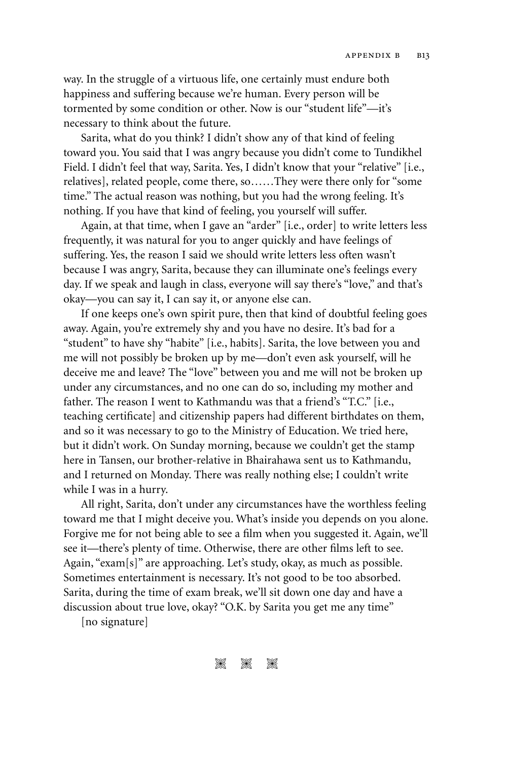way. In the struggle of a virtuous life, one certainly must endure both happiness and suffering because we're human. Every person will be tormented by some condition or other. Now is our "student life"—it's necessary to think about the future.

Sarita, what do you think? I didn't show any of that kind of feeling toward you. You said that I was angry because you didn't come to Tundikhel Field. I didn't feel that way, Sarita. Yes, I didn't know that your "relative" [i.e., relatives], related people, come there, so……They were there only for "some time." The actual reason was nothing, but you had the wrong feeling. It's nothing. If you have that kind of feeling, you yourself will suffer.

Again, at that time, when I gave an "arder" [i.e., order] to write letters less frequently, it was natural for you to anger quickly and have feelings of suffering. Yes, the reason I said we should write letters less often wasn't because I was angry, Sarita, because they can illuminate one's feelings every day. If we speak and laugh in class, everyone will say there's "love," and that's okay—you can say it, I can say it, or anyone else can.

If one keeps one's own spirit pure, then that kind of doubtful feeling goes away. Again, you're extremely shy and you have no desire. It's bad for a "student" to have shy "habite" [i.e., habits]. Sarita, the love between you and me will not possibly be broken up by me—don't even ask yourself, will he deceive me and leave? The "love" between you and me will not be broken up under any circumstances, and no one can do so, including my mother and father. The reason I went to Kathmandu was that a friend's "T.C." [i.e., teaching certificate] and citizenship papers had different birthdates on them, and so it was necessary to go to the Ministry of Education. We tried here, but it didn't work. On Sunday morning, because we couldn't get the stamp here in Tansen, our brother-relative in Bhairahawa sent us to Kathmandu, and I returned on Monday. There was really nothing else; I couldn't write while I was in a hurry.

All right, Sarita, don't under any circumstances have the worthless feeling toward me that I might deceive you. What's inside you depends on you alone. Forgive me for not being able to see a film when you suggested it. Again, we'll see it—there's plenty of time. Otherwise, there are other films left to see. Again, "exam[s]" are approaching. Let's study, okay, as much as possible. Sometimes entertainment is necessary. It's not good to be too absorbed. Sarita, during the time of exam break, we'll sit down one day and have a discussion about true love, okay? "O.K. by Sarita you get me any time"

[no signature]

⁂ ⁂ ⁂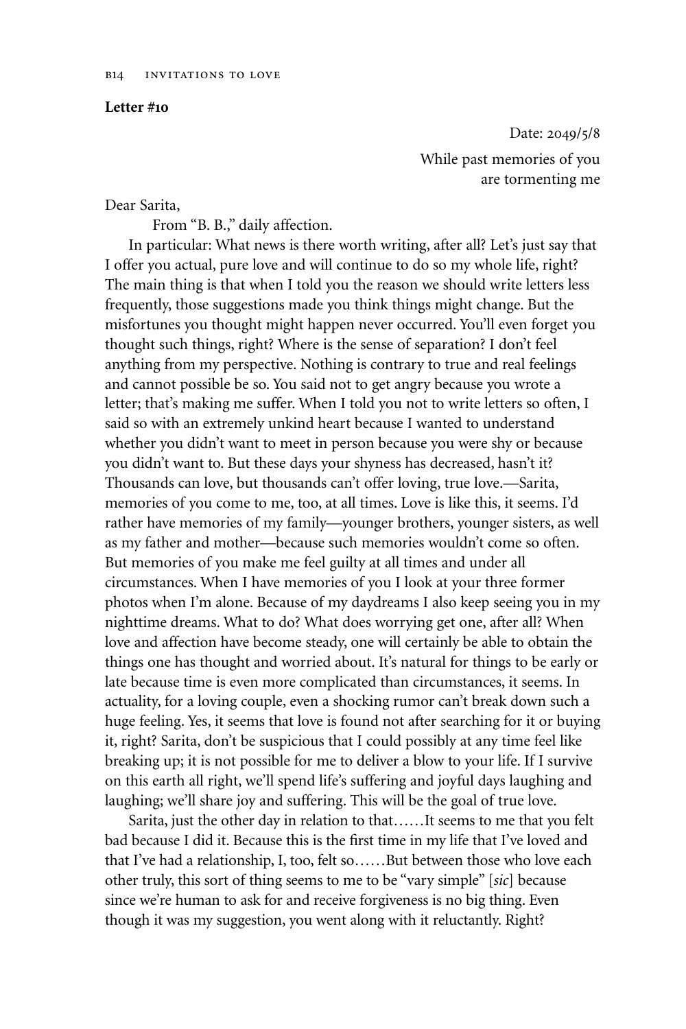**Letter #10**

Date: 2049/5/8

While past memories of you
are tormenting me

Dear Sarita,

From "B. B.," daily affection.

In particular: What news is there worth writing, after all? Let's just say that I offer you actual, pure love and will continue to do so my whole life, right? The main thing is that when I told you the reason we should write letters less frequently, those suggestions made you think things might change. But the misfortunes you thought might happen never occurred. You'll even forget you thought such things, right? Where is the sense of separation? I don't feel anything from my perspective. Nothing is contrary to true and real feelings and cannot possible be so. You said not to get angry because you wrote a letter; that's making me suffer. When I told you not to write letters so often, I said so with an extremely unkind heart because I wanted to understand whether you didn't want to meet in person because you were shy or because you didn't want to. But these days your shyness has decreased, hasn't it? Thousands can love, but thousands can't offer loving, true love.—Sarita, memories of you come to me, too, at all times. Love is like this, it seems. I'd rather have memories of my family—younger brothers, younger sisters, as well as my father and mother—because such memories wouldn't come so often. But memories of you make me feel guilty at all times and under all circumstances. When I have memories of you I look at your three former photos when I'm alone. Because of my daydreams I also keep seeing you in my nighttime dreams. What to do? What does worrying get one, after all? When love and affection have become steady, one will certainly be able to obtain the things one has thought and worried about. It's natural for things to be early or late because time is even more complicated than circumstances, it seems. In actuality, for a loving couple, even a shocking rumor can't break down such a huge feeling. Yes, it seems that love is found not after searching for it or buying it, right? Sarita, don't be suspicious that I could possibly at any time feel like breaking up; it is not possible for me to deliver a blow to your life. If I survive on this earth all right, we'll spend life's suffering and joyful days laughing and laughing; we'll share joy and suffering. This will be the goal of true love.

Sarita, just the other day in relation to that……It seems to me that you felt bad because I did it. Because this is the first time in my life that I've loved and that I've had a relationship, I, too, felt so……But between those who love each other truly, this sort of thing seems to me to be "vary simple" [*sic*] because since we're human to ask for and receive forgiveness is no big thing. Even though it was my suggestion, you went along with it reluctantly. Right?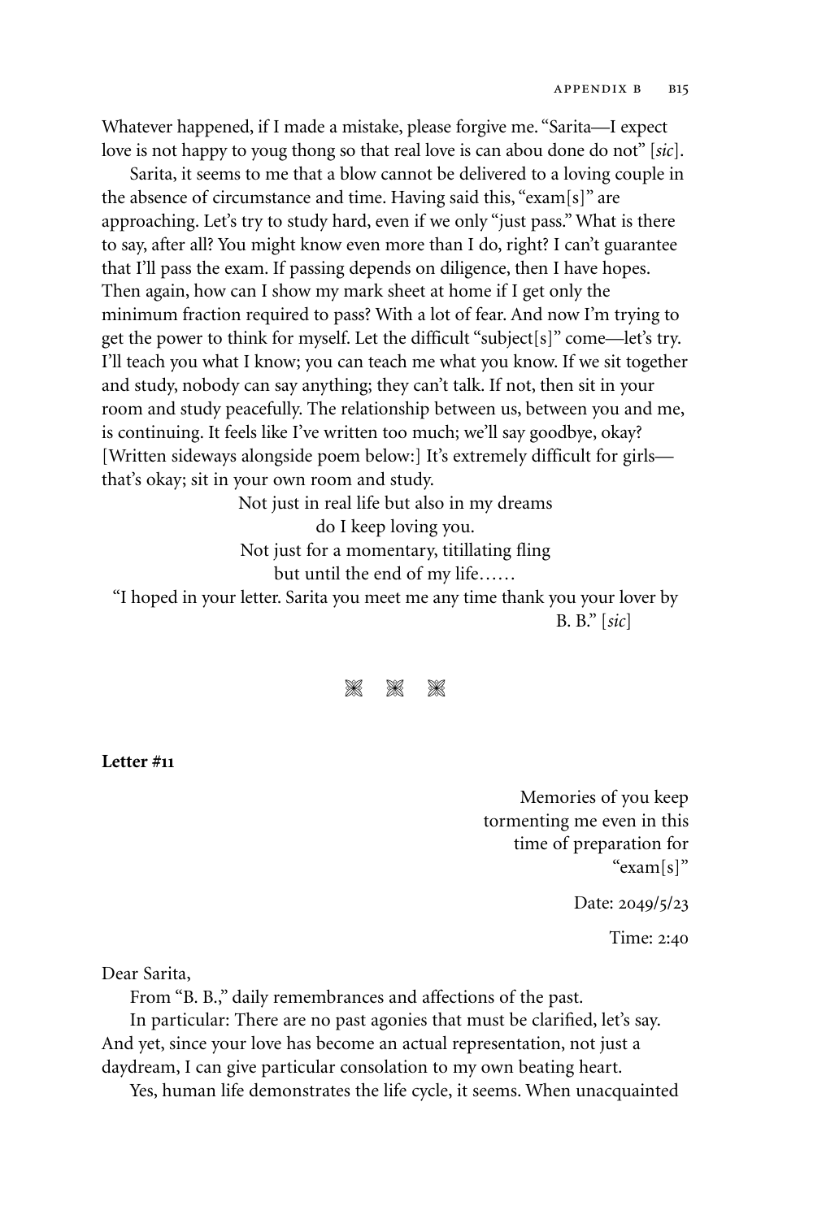Whatever happened, if I made a mistake, please forgive me. "Sarita—I expect love is not happy to youg thong so that real love is can abou done do not" [*sic*].

Sarita, it seems to me that a blow cannot be delivered to a loving couple in the absence of circumstance and time. Having said this, "exam[s]" are approaching. Let's try to study hard, even if we only "just pass." What is there to say, after all? You might know even more than I do, right? I can't guarantee that I'll pass the exam. If passing depends on diligence, then I have hopes. Then again, how can I show my mark sheet at home if I get only the minimum fraction required to pass? With a lot of fear. And now I'm trying to get the power to think for myself. Let the difficult "subject[s]" come—let's try. I'll teach you what I know; you can teach me what you know. If we sit together and study, nobody can say anything; they can't talk. If not, then sit in your room and study peacefully. The relationship between us, between you and me, is continuing. It feels like I've written too much; we'll say goodbye, okay? [Written sideways alongside poem below:] It's extremely difficult for girls—that's okay; sit in your own room and study.

Not just in real life but also in my dreams
do I keep loving you.
Not just for a momentary, titillating fling
but until the end of my life……

"I hoped in your letter. Sarita you meet me any time thank you your lover by
B. B." [*sic*]

❋ ❋ ❋

**Letter #11**

Memories of you keep
tormenting me even in this
time of preparation for
"exam[s]"

Date: 2049/5/23

Time: 2:40

Dear Sarita,

From "B. B.," daily remembrances and affections of the past.

In particular: There are no past agonies that must be clarified, let's say. And yet, since your love has become an actual representation, not just a daydream, I can give particular consolation to my own beating heart.

Yes, human life demonstrates the life cycle, it seems. When unacquainted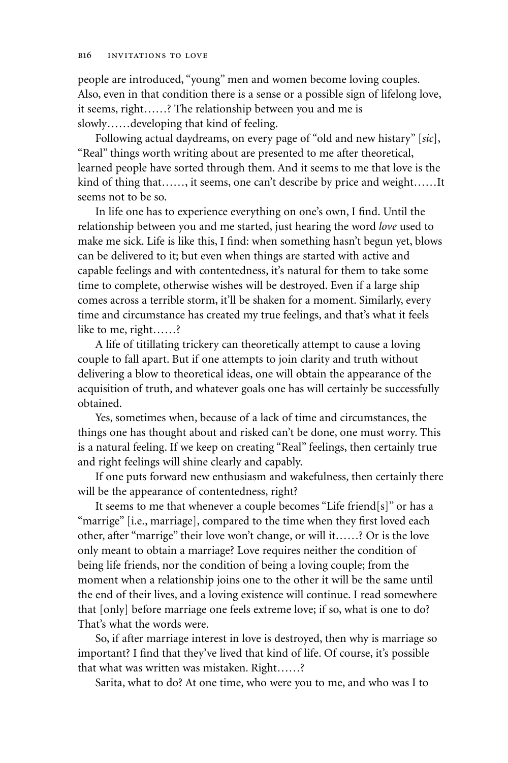people are introduced, "young" men and women become loving couples. Also, even in that condition there is a sense or a possible sign of lifelong love, it seems, right……? The relationship between you and me is slowly……developing that kind of feeling.

Following actual daydreams, on every page of "old and new histary" [*sic*], "Real" things worth writing about are presented to me after theoretical, learned people have sorted through them. And it seems to me that love is the kind of thing that……, it seems, one can't describe by price and weight……It seems not to be so.

In life one has to experience everything on one's own, I find. Until the relationship between you and me started, just hearing the word *love* used to make me sick. Life is like this, I find: when something hasn't begun yet, blows can be delivered to it; but even when things are started with active and capable feelings and with contentedness, it's natural for them to take some time to complete, otherwise wishes will be destroyed. Even if a large ship comes across a terrible storm, it'll be shaken for a moment. Similarly, every time and circumstance has created my true feelings, and that's what it feels like to me, right……?

A life of titillating trickery can theoretically attempt to cause a loving couple to fall apart. But if one attempts to join clarity and truth without delivering a blow to theoretical ideas, one will obtain the appearance of the acquisition of truth, and whatever goals one has will certainly be successfully obtained.

Yes, sometimes when, because of a lack of time and circumstances, the things one has thought about and risked can't be done, one must worry. This is a natural feeling. If we keep on creating "Real" feelings, then certainly true and right feelings will shine clearly and capably.

If one puts forward new enthusiasm and wakefulness, then certainly there will be the appearance of contentedness, right?

It seems to me that whenever a couple becomes "Life friend[s]" or has a "marrige" [i.e., marriage], compared to the time when they first loved each other, after "marrige" their love won't change, or will it……? Or is the love only meant to obtain a marriage? Love requires neither the condition of being life friends, nor the condition of being a loving couple; from the moment when a relationship joins one to the other it will be the same until the end of their lives, and a loving existence will continue. I read somewhere that [only] before marriage one feels extreme love; if so, what is one to do? That's what the words were.

So, if after marriage interest in love is destroyed, then why is marriage so important? I find that they've lived that kind of life. Of course, it's possible that what was written was mistaken. Right……?

Sarita, what to do? At one time, who were you to me, and who was I to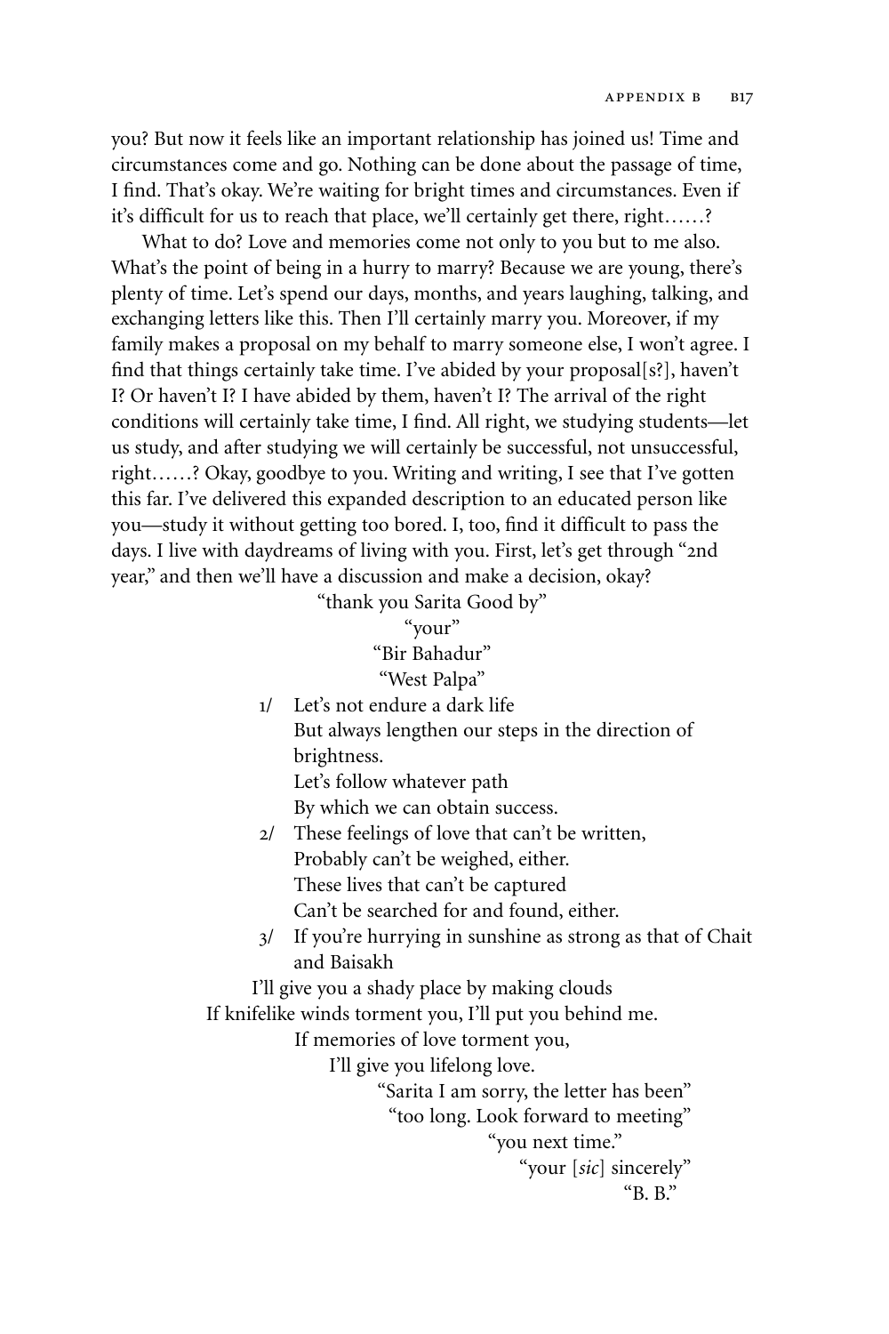you? But now it feels like an important relationship has joined us! Time and circumstances come and go. Nothing can be done about the passage of time, I find. That's okay. We're waiting for bright times and circumstances. Even if it's difficult for us to reach that place, we'll certainly get there, right……?

What to do? Love and memories come not only to you but to me also. What's the point of being in a hurry to marry? Because we are young, there's plenty of time. Let's spend our days, months, and years laughing, talking, and exchanging letters like this. Then I'll certainly marry you. Moreover, if my family makes a proposal on my behalf to marry someone else, I won't agree. I find that things certainly take time. I've abided by your proposal[s?], haven't I? Or haven't I? I have abided by them, haven't I? The arrival of the right conditions will certainly take time, I find. All right, we studying students—let us study, and after studying we will certainly be successful, not unsuccessful, right……? Okay, goodbye to you. Writing and writing, I see that I've gotten this far. I've delivered this expanded description to an educated person like you—study it without getting too bored. I, too, find it difficult to pass the days. I live with daydreams of living with you. First, let's get through "2nd year," and then we'll have a discussion and make a decision, okay?

"thank you Sarita Good by"
"your"
"Bir Bahadur"
"West Palpa"

1/ Let's not endure a dark life
But always lengthen our steps in the direction of brightness.
Let's follow whatever path
By which we can obtain success.

2/ These feelings of love that can't be written,
Probably can't be weighed, either.
These lives that can't be captured
Can't be searched for and found, either.

3/ If you're hurrying in sunshine as strong as that of Chait and Baisakh
I'll give you a shady place by making clouds
If knifelike winds torment you, I'll put you behind me.
If memories of love torment you,
I'll give you lifelong love.

"Sarita I am sorry, the letter has been"
"too long. Look forward to meeting"
"you next time."
"your [*sic*] sincerely"
"B. B."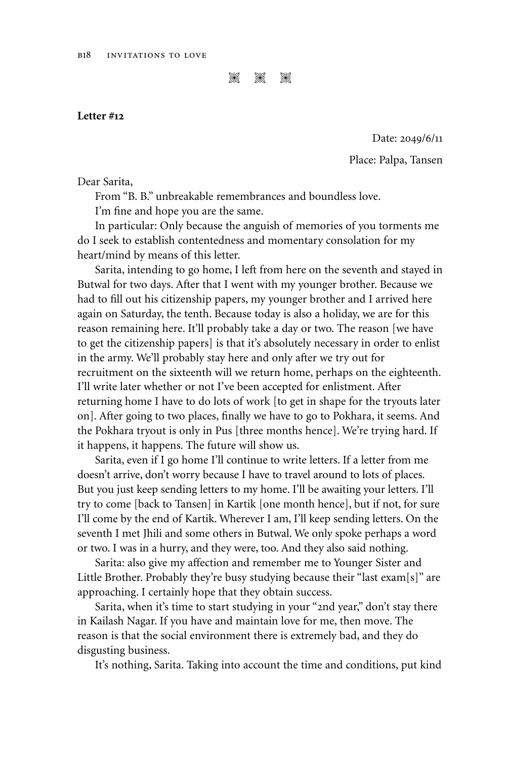❋ ❋ ❋

**Letter #12**

Date: 2049/6/11

Place: Palpa, Tansen

Dear Sarita,

From "B. B." unbreakable remembrances and boundless love.

I'm fine and hope you are the same.

In particular: Only because the anguish of memories of you torments me do I seek to establish contentedness and momentary consolation for my heart/mind by means of this letter.

Sarita, intending to go home, I left from here on the seventh and stayed in Butwal for two days. After that I went with my younger brother. Because we had to fill out his citizenship papers, my younger brother and I arrived here again on Saturday, the tenth. Because today is also a holiday, we are for this reason remaining here. It'll probably take a day or two. The reason [we have to get the citizenship papers] is that it's absolutely necessary in order to enlist in the army. We'll probably stay here and only after we try out for recruitment on the sixteenth will we return home, perhaps on the eighteenth. I'll write later whether or not I've been accepted for enlistment. After returning home I have to do lots of work [to get in shape for the tryouts later on]. After going to two places, finally we have to go to Pokhara, it seems. And the Pokhara tryout is only in Pus [three months hence]. We're trying hard. If it happens, it happens. The future will show us.

Sarita, even if I go home I'll continue to write letters. If a letter from me doesn't arrive, don't worry because I have to travel around to lots of places. But you just keep sending letters to my home. I'll be awaiting your letters. I'll try to come [back to Tansen] in Kartik [one month hence], but if not, for sure I'll come by the end of Kartik. Wherever I am, I'll keep sending letters. On the seventh I met Jhili and some others in Butwal. We only spoke perhaps a word or two. I was in a hurry, and they were, too. And they also said nothing.

Sarita: also give my affection and remember me to Younger Sister and Little Brother. Probably they're busy studying because their "last exam[s]" are approaching. I certainly hope that they obtain success.

Sarita, when it's time to start studying in your "2nd year," don't stay there in Kailash Nagar. If you have and maintain love for me, then move. The reason is that the social environment there is extremely bad, and they do disgusting business.

It's nothing, Sarita. Taking into account the time and conditions, put kind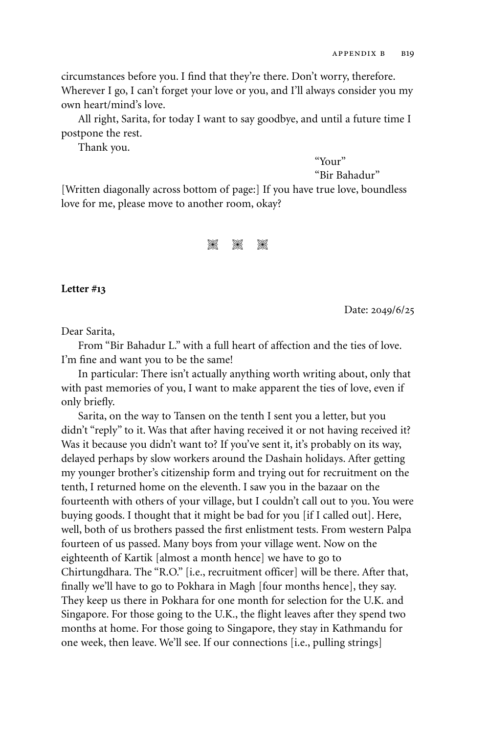circumstances before you. I find that they're there. Don't worry, therefore. Wherever I go, I can't forget your love or you, and I'll always consider you my own heart/mind's love.

All right, Sarita, for today I want to say goodbye, and until a future time I postpone the rest.

Thank you.

"Your"
"Bir Bahadur"

[Written diagonally across bottom of page:] If you have true love, boundless love for me, please move to another room, okay?

⁂

**Letter #13**

Date: 2049/6/25

Dear Sarita,

From "Bir Bahadur L." with a full heart of affection and the ties of love. I'm fine and want you to be the same!

In particular: There isn't actually anything worth writing about, only that with past memories of you, I want to make apparent the ties of love, even if only briefly.

Sarita, on the way to Tansen on the tenth I sent you a letter, but you didn't "reply" to it. Was that after having received it or not having received it? Was it because you didn't want to? If you've sent it, it's probably on its way, delayed perhaps by slow workers around the Dashain holidays. After getting my younger brother's citizenship form and trying out for recruitment on the tenth, I returned home on the eleventh. I saw you in the bazaar on the fourteenth with others of your village, but I couldn't call out to you. You were buying goods. I thought that it might be bad for you [if I called out]. Here, well, both of us brothers passed the first enlistment tests. From western Palpa fourteen of us passed. Many boys from your village went. Now on the eighteenth of Kartik [almost a month hence] we have to go to Chirtungdhara. The "R.O." [i.e., recruitment officer] will be there. After that, finally we'll have to go to Pokhara in Magh [four months hence], they say. They keep us there in Pokhara for one month for selection for the U.K. and Singapore. For those going to the U.K., the flight leaves after they spend two months at home. For those going to Singapore, they stay in Kathmandu for one week, then leave. We'll see. If our connections [i.e., pulling strings]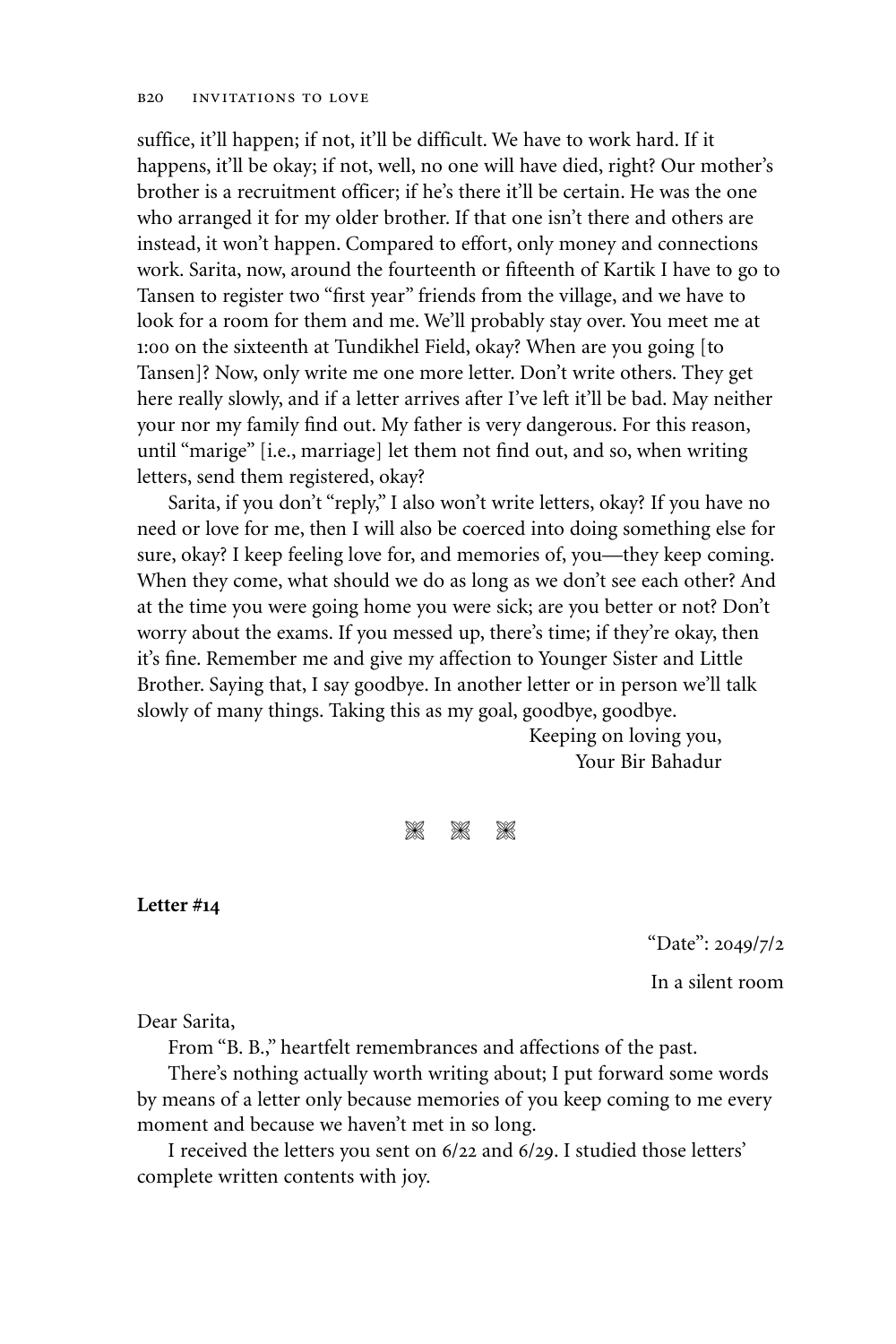suffice, it'll happen; if not, it'll be difficult. We have to work hard. If it happens, it'll be okay; if not, well, no one will have died, right? Our mother's brother is a recruitment officer; if he's there it'll be certain. He was the one who arranged it for my older brother. If that one isn't there and others are instead, it won't happen. Compared to effort, only money and connections work. Sarita, now, around the fourteenth or fifteenth of Kartik I have to go to Tansen to register two "first year" friends from the village, and we have to look for a room for them and me. We'll probably stay over. You meet me at 1:00 on the sixteenth at Tundikhel Field, okay? When are you going [to Tansen]? Now, only write me one more letter. Don't write others. They get here really slowly, and if a letter arrives after I've left it'll be bad. May neither your nor my family find out. My father is very dangerous. For this reason, until "marige" [i.e., marriage] let them not find out, and so, when writing letters, send them registered, okay?

Sarita, if you don't "reply," I also won't write letters, okay? If you have no need or love for me, then I will also be coerced into doing something else for sure, okay? I keep feeling love for, and memories of, you—they keep coming. When they come, what should we do as long as we don't see each other? And at the time you were going home you were sick; are you better or not? Don't worry about the exams. If you messed up, there's time; if they're okay, then it's fine. Remember me and give my affection to Younger Sister and Little Brother. Saying that, I say goodbye. In another letter or in person we'll talk slowly of many things. Taking this as my goal, goodbye, goodbye.

Keeping on loving you,
Your Bir Bahadur

❋ ❋ ❋

**Letter #14**

"Date": 2049/7/2

In a silent room

Dear Sarita,

From "B. B.," heartfelt remembrances and affections of the past.

There's nothing actually worth writing about; I put forward some words by means of a letter only because memories of you keep coming to me every moment and because we haven't met in so long.

I received the letters you sent on 6/22 and 6/29. I studied those letters' complete written contents with joy.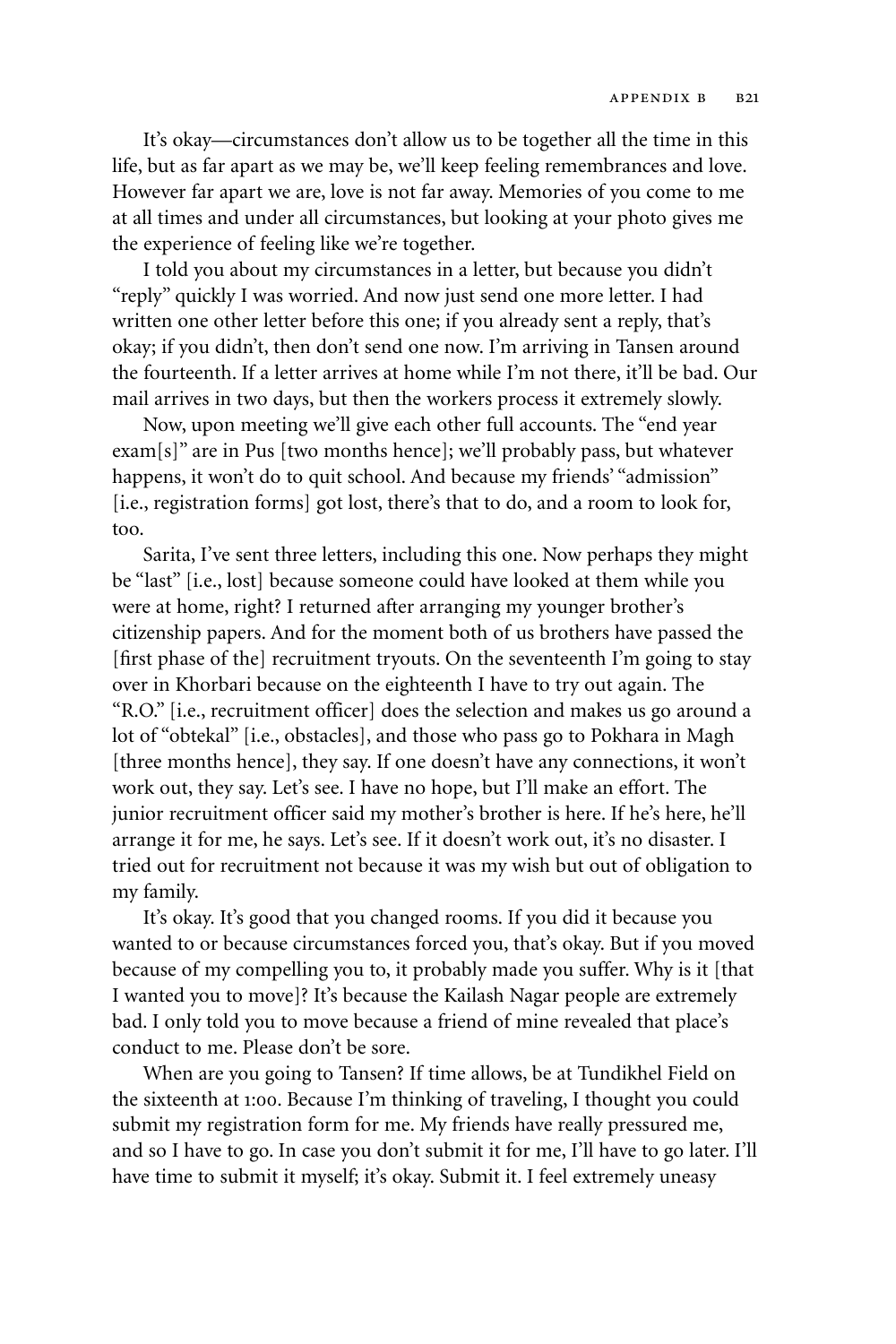It's okay—circumstances don't allow us to be together all the time in this life, but as far apart as we may be, we'll keep feeling remembrances and love. However far apart we are, love is not far away. Memories of you come to me at all times and under all circumstances, but looking at your photo gives me the experience of feeling like we're together.

I told you about my circumstances in a letter, but because you didn't "reply" quickly I was worried. And now just send one more letter. I had written one other letter before this one; if you already sent a reply, that's okay; if you didn't, then don't send one now. I'm arriving in Tansen around the fourteenth. If a letter arrives at home while I'm not there, it'll be bad. Our mail arrives in two days, but then the workers process it extremely slowly.

Now, upon meeting we'll give each other full accounts. The "end year exam[s]" are in Pus [two months hence]; we'll probably pass, but whatever happens, it won't do to quit school. And because my friends' "admission" [i.e., registration forms] got lost, there's that to do, and a room to look for, too.

Sarita, I've sent three letters, including this one. Now perhaps they might be "last" [i.e., lost] because someone could have looked at them while you were at home, right? I returned after arranging my younger brother's citizenship papers. And for the moment both of us brothers have passed the [first phase of the] recruitment tryouts. On the seventeenth I'm going to stay over in Khorbari because on the eighteenth I have to try out again. The "R.O." [i.e., recruitment officer] does the selection and makes us go around a lot of "obtekal" [i.e., obstacles], and those who pass go to Pokhara in Magh [three months hence], they say. If one doesn't have any connections, it won't work out, they say. Let's see. I have no hope, but I'll make an effort. The junior recruitment officer said my mother's brother is here. If he's here, he'll arrange it for me, he says. Let's see. If it doesn't work out, it's no disaster. I tried out for recruitment not because it was my wish but out of obligation to my family.

It's okay. It's good that you changed rooms. If you did it because you wanted to or because circumstances forced you, that's okay. But if you moved because of my compelling you to, it probably made you suffer. Why is it [that I wanted you to move]? It's because the Kailash Nagar people are extremely bad. I only told you to move because a friend of mine revealed that place's conduct to me. Please don't be sore.

When are you going to Tansen? If time allows, be at Tundikhel Field on the sixteenth at 1:00. Because I'm thinking of traveling, I thought you could submit my registration form for me. My friends have really pressured me, and so I have to go. In case you don't submit it for me, I'll have to go later. I'll have time to submit it myself; it's okay. Submit it. I feel extremely uneasy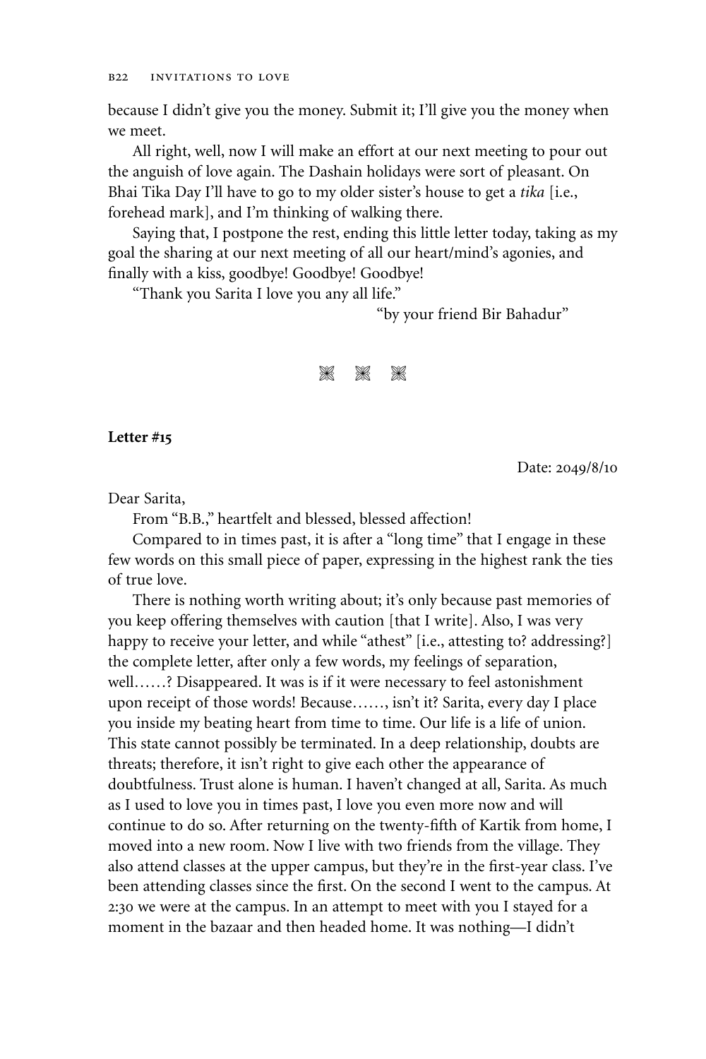because I didn't give you the money. Submit it; I'll give you the money when we meet.

All right, well, now I will make an effort at our next meeting to pour out the anguish of love again. The Dashain holidays were sort of pleasant. On Bhai Tika Day I'll have to go to my older sister's house to get a *tika* [i.e., forehead mark], and I'm thinking of walking there.

Saying that, I postpone the rest, ending this little letter today, taking as my goal the sharing at our next meeting of all our heart/mind's agonies, and finally with a kiss, goodbye! Goodbye! Goodbye!

"Thank you Sarita I love you any all life."

"by your friend Bir Bahadur"

**Letter #15**

Date: 2049/8/10

Dear Sarita,

From "B.B.," heartfelt and blessed, blessed affection!

Compared to in times past, it is after a "long time" that I engage in these few words on this small piece of paper, expressing in the highest rank the ties of true love.

There is nothing worth writing about; it's only because past memories of you keep offering themselves with caution [that I write]. Also, I was very happy to receive your letter, and while "athest" [i.e., attesting to? addressing?] the complete letter, after only a few words, my feelings of separation, well……? Disappeared. It was is if it were necessary to feel astonishment upon receipt of those words! Because……, isn't it? Sarita, every day I place you inside my beating heart from time to time. Our life is a life of union. This state cannot possibly be terminated. In a deep relationship, doubts are threats; therefore, it isn't right to give each other the appearance of doubtfulness. Trust alone is human. I haven't changed at all, Sarita. As much as I used to love you in times past, I love you even more now and will continue to do so. After returning on the twenty-fifth of Kartik from home, I moved into a new room. Now I live with two friends from the village. They also attend classes at the upper campus, but they're in the first-year class. I've been attending classes since the first. On the second I went to the campus. At 2:30 we were at the campus. In an attempt to meet with you I stayed for a moment in the bazaar and then headed home. It was nothing—I didn't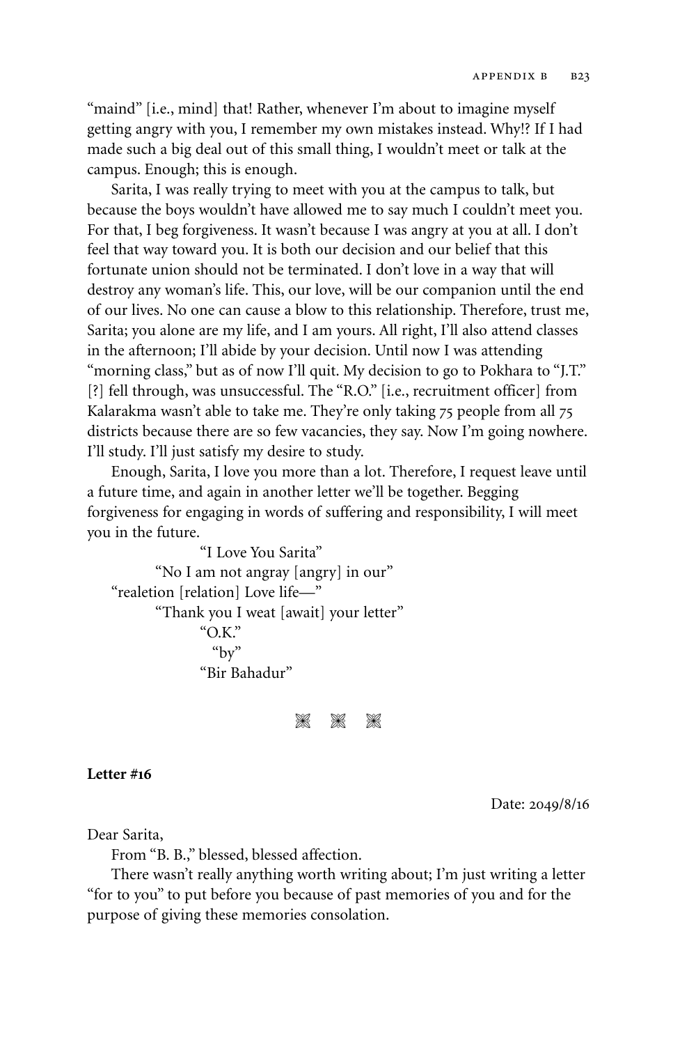"maind" [i.e., mind] that! Rather, whenever I'm about to imagine myself getting angry with you, I remember my own mistakes instead. Why!? If I had made such a big deal out of this small thing, I wouldn't meet or talk at the campus. Enough; this is enough.

Sarita, I was really trying to meet with you at the campus to talk, but because the boys wouldn't have allowed me to say much I couldn't meet you. For that, I beg forgiveness. It wasn't because I was angry at you at all. I don't feel that way toward you. It is both our decision and our belief that this fortunate union should not be terminated. I don't love in a way that will destroy any woman's life. This, our love, will be our companion until the end of our lives. No one can cause a blow to this relationship. Therefore, trust me, Sarita; you alone are my life, and I am yours. All right, I'll also attend classes in the afternoon; I'll abide by your decision. Until now I was attending "morning class," but as of now I'll quit. My decision to go to Pokhara to "J.T." [?] fell through, was unsuccessful. The "R.O." [i.e., recruitment officer] from Kalarakma wasn't able to take me. They're only taking 75 people from all 75 districts because there are so few vacancies, they say. Now I'm going nowhere. I'll study. I'll just satisfy my desire to study.

Enough, Sarita, I love you more than a lot. Therefore, I request leave until a future time, and again in another letter we'll be together. Begging forgiveness for engaging in words of suffering and responsibility, I will meet you in the future.

"I Love You Sarita"
"No I am not angray [angry] in our"
"realetion [relation] Love life—"
"Thank you I weat [await] your letter"
"O.K."
"by"
"Bir Bahadur"

❋ ❋ ❋

**Letter #16**

Date: 2049/8/16

Dear Sarita,

From "B. B.," blessed, blessed affection.

There wasn't really anything worth writing about; I'm just writing a letter "for to you" to put before you because of past memories of you and for the purpose of giving these memories consolation.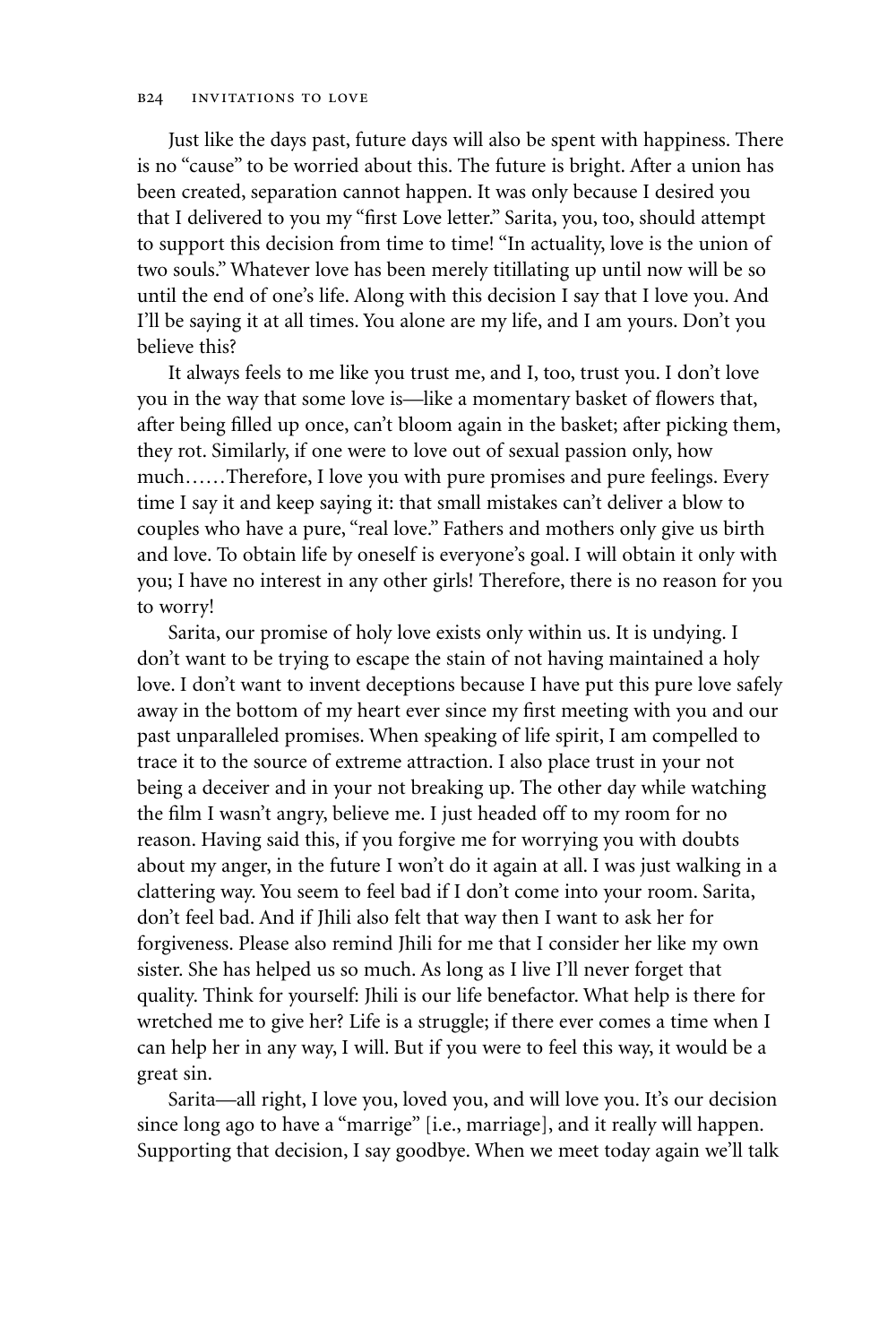Just like the days past, future days will also be spent with happiness. There is no "cause" to be worried about this. The future is bright. After a union has been created, separation cannot happen. It was only because I desired you that I delivered to you my "first Love letter." Sarita, you, too, should attempt to support this decision from time to time! "In actuality, love is the union of two souls." Whatever love has been merely titillating up until now will be so until the end of one's life. Along with this decision I say that I love you. And I'll be saying it at all times. You alone are my life, and I am yours. Don't you believe this?

It always feels to me like you trust me, and I, too, trust you. I don't love you in the way that some love is—like a momentary basket of flowers that, after being filled up once, can't bloom again in the basket; after picking them, they rot. Similarly, if one were to love out of sexual passion only, how much……Therefore, I love you with pure promises and pure feelings. Every time I say it and keep saying it: that small mistakes can't deliver a blow to couples who have a pure, "real love." Fathers and mothers only give us birth and love. To obtain life by oneself is everyone's goal. I will obtain it only with you; I have no interest in any other girls! Therefore, there is no reason for you to worry!

Sarita, our promise of holy love exists only within us. It is undying. I don't want to be trying to escape the stain of not having maintained a holy love. I don't want to invent deceptions because I have put this pure love safely away in the bottom of my heart ever since my first meeting with you and our past unparalleled promises. When speaking of life spirit, I am compelled to trace it to the source of extreme attraction. I also place trust in your not being a deceiver and in your not breaking up. The other day while watching the film I wasn't angry, believe me. I just headed off to my room for no reason. Having said this, if you forgive me for worrying you with doubts about my anger, in the future I won't do it again at all. I was just walking in a clattering way. You seem to feel bad if I don't come into your room. Sarita, don't feel bad. And if Jhili also felt that way then I want to ask her for forgiveness. Please also remind Jhili for me that I consider her like my own sister. She has helped us so much. As long as I live I'll never forget that quality. Think for yourself: Jhili is our life benefactor. What help is there for wretched me to give her? Life is a struggle; if there ever comes a time when I can help her in any way, I will. But if you were to feel this way, it would be a great sin.

Sarita—all right, I love you, loved you, and will love you. It's our decision since long ago to have a "marrige" [i.e., marriage], and it really will happen. Supporting that decision, I say goodbye. When we meet today again we'll talk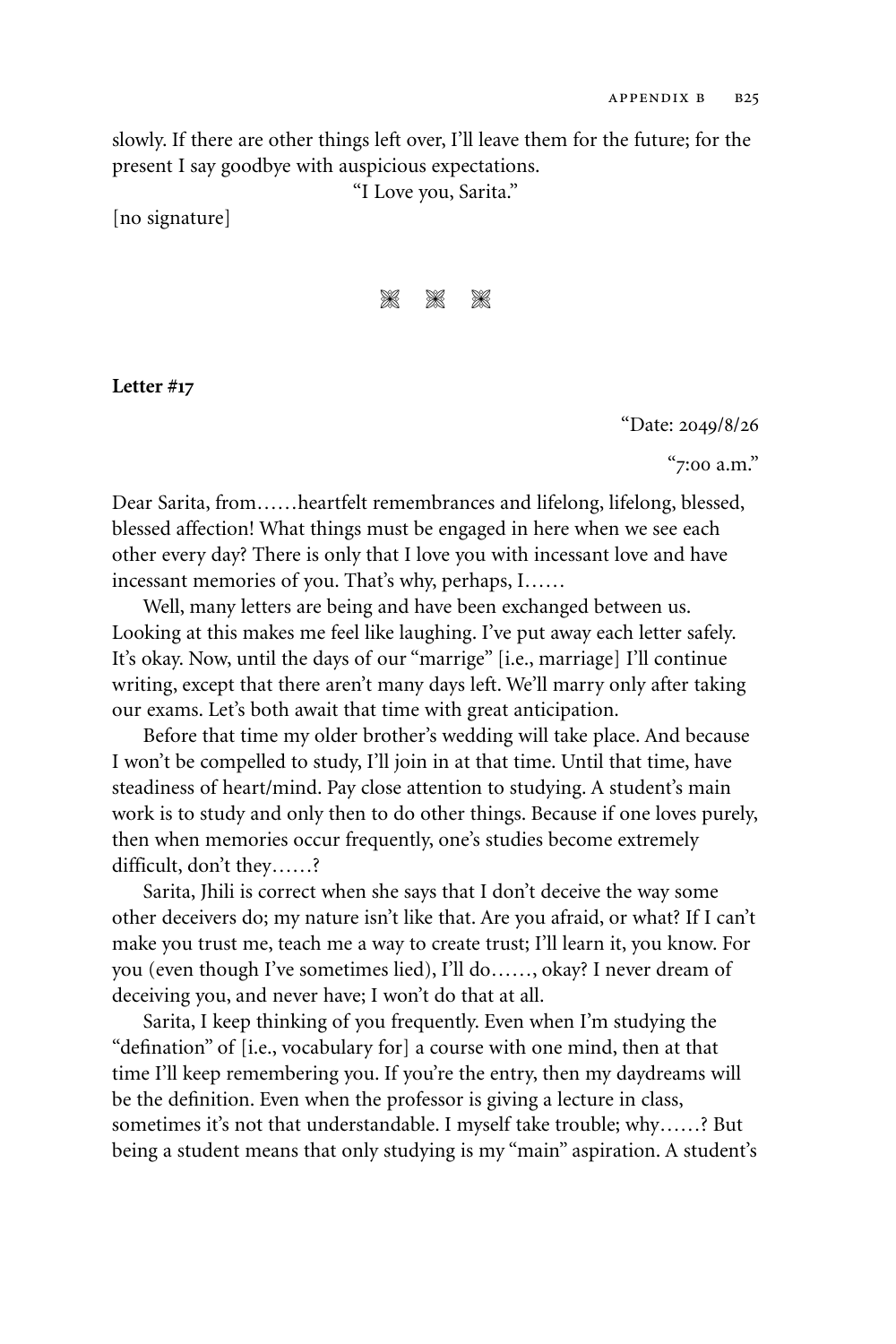slowly. If there are other things left over, I'll leave them for the future; for the present I say goodbye with auspicious expectations.

"I Love you, Sarita."

[no signature]

❋ ❋ ❋

**Letter #17**

"Date: 2049/8/26

"7:00 a.m."

Dear Sarita, from……heartfelt remembrances and lifelong, lifelong, blessed, blessed affection! What things must be engaged in here when we see each other every day? There is only that I love you with incessant love and have incessant memories of you. That's why, perhaps, I……

Well, many letters are being and have been exchanged between us. Looking at this makes me feel like laughing. I've put away each letter safely. It's okay. Now, until the days of our "marrige" [i.e., marriage] I'll continue writing, except that there aren't many days left. We'll marry only after taking our exams. Let's both await that time with great anticipation.

Before that time my older brother's wedding will take place. And because I won't be compelled to study, I'll join in at that time. Until that time, have steadiness of heart/mind. Pay close attention to studying. A student's main work is to study and only then to do other things. Because if one loves purely, then when memories occur frequently, one's studies become extremely difficult, don't they……?

Sarita, Jhili is correct when she says that I don't deceive the way some other deceivers do; my nature isn't like that. Are you afraid, or what? If I can't make you trust me, teach me a way to create trust; I'll learn it, you know. For you (even though I've sometimes lied), I'll do……, okay? I never dream of deceiving you, and never have; I won't do that at all.

Sarita, I keep thinking of you frequently. Even when I'm studying the "defination" of [i.e., vocabulary for] a course with one mind, then at that time I'll keep remembering you. If you're the entry, then my daydreams will be the definition. Even when the professor is giving a lecture in class, sometimes it's not that understandable. I myself take trouble; why……? But being a student means that only studying is my "main" aspiration. A student's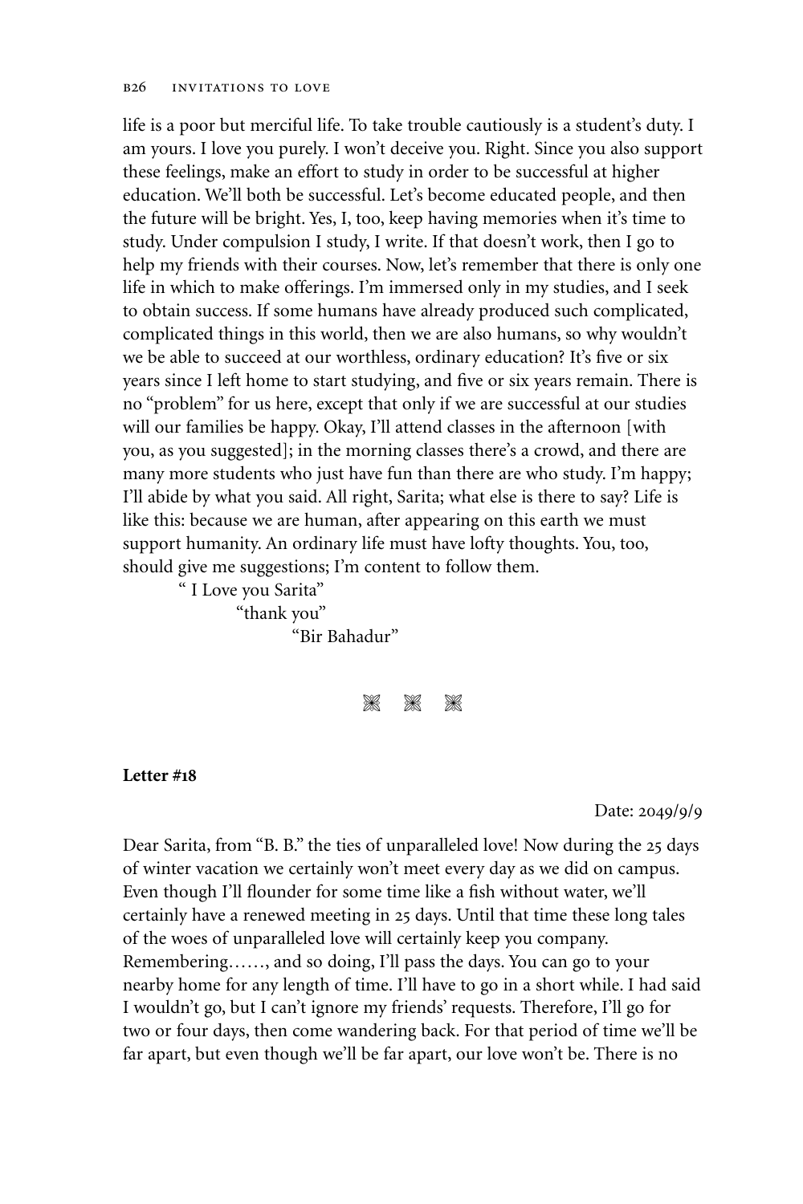life is a poor but merciful life. To take trouble cautiously is a student's duty. I am yours. I love you purely. I won't deceive you. Right. Since you also support these feelings, make an effort to study in order to be successful at higher education. We'll both be successful. Let's become educated people, and then the future will be bright. Yes, I, too, keep having memories when it's time to study. Under compulsion I study, I write. If that doesn't work, then I go to help my friends with their courses. Now, let's remember that there is only one life in which to make offerings. I'm immersed only in my studies, and I seek to obtain success. If some humans have already produced such complicated, complicated things in this world, then we are also humans, so why wouldn't we be able to succeed at our worthless, ordinary education? It's five or six years since I left home to start studying, and five or six years remain. There is no "problem" for us here, except that only if we are successful at our studies will our families be happy. Okay, I'll attend classes in the afternoon [with you, as you suggested]; in the morning classes there's a crowd, and there are many more students who just have fun than there are who study. I'm happy; I'll abide by what you said. All right, Sarita; what else is there to say? Life is like this: because we are human, after appearing on this earth we must support humanity. An ordinary life must have lofty thoughts. You, too, should give me suggestions; I'm content to follow them.

" I Love you Sarita"

"thank you"

"Bir Bahadur"

❋ ❋ ❋

**Letter #18**

Date: 2049/9/9

Dear Sarita, from "B. B." the ties of unparalleled love! Now during the 25 days of winter vacation we certainly won't meet every day as we did on campus. Even though I'll flounder for some time like a fish without water, we'll certainly have a renewed meeting in 25 days. Until that time these long tales of the woes of unparalleled love will certainly keep you company. Remembering……, and so doing, I'll pass the days. You can go to your nearby home for any length of time. I'll have to go in a short while. I had said I wouldn't go, but I can't ignore my friends' requests. Therefore, I'll go for two or four days, then come wandering back. For that period of time we'll be far apart, but even though we'll be far apart, our love won't be. There is no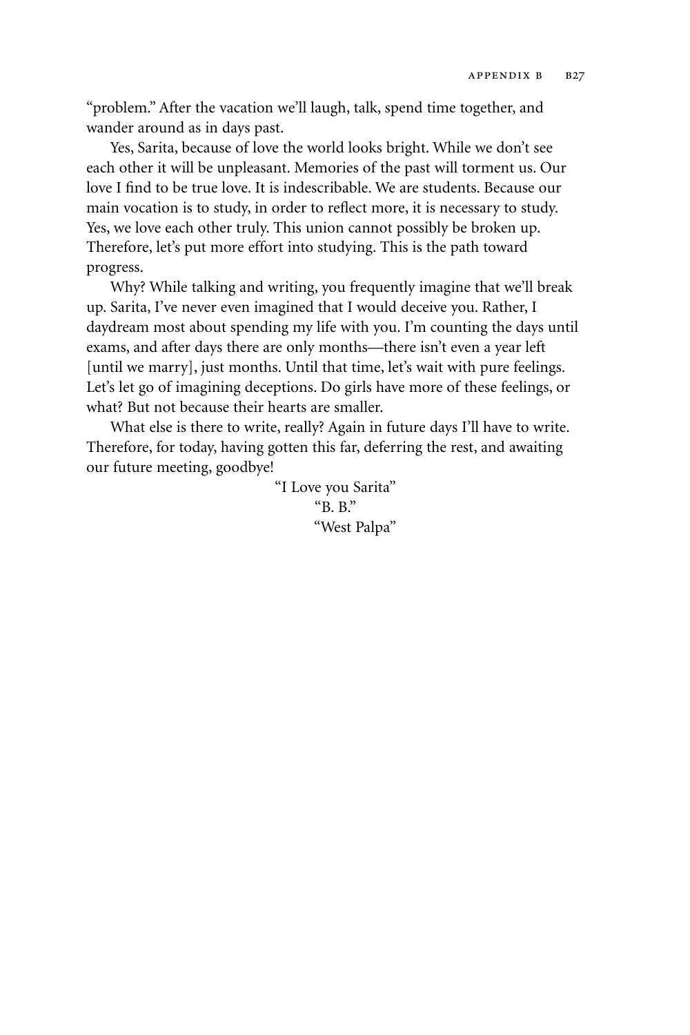"problem." After the vacation we'll laugh, talk, spend time together, and wander around as in days past.

Yes, Sarita, because of love the world looks bright. While we don't see each other it will be unpleasant. Memories of the past will torment us. Our love I find to be true love. It is indescribable. We are students. Because our main vocation is to study, in order to reflect more, it is necessary to study. Yes, we love each other truly. This union cannot possibly be broken up. Therefore, let's put more effort into studying. This is the path toward progress.

Why? While talking and writing, you frequently imagine that we'll break up. Sarita, I've never even imagined that I would deceive you. Rather, I daydream most about spending my life with you. I'm counting the days until exams, and after days there are only months—there isn't even a year left [until we marry], just months. Until that time, let's wait with pure feelings. Let's let go of imagining deceptions. Do girls have more of these feelings, or what? But not because their hearts are smaller.

What else is there to write, really? Again in future days I'll have to write. Therefore, for today, having gotten this far, deferring the rest, and awaiting our future meeting, goodbye!

"I Love you Sarita"
"B. B."
"West Palpa"